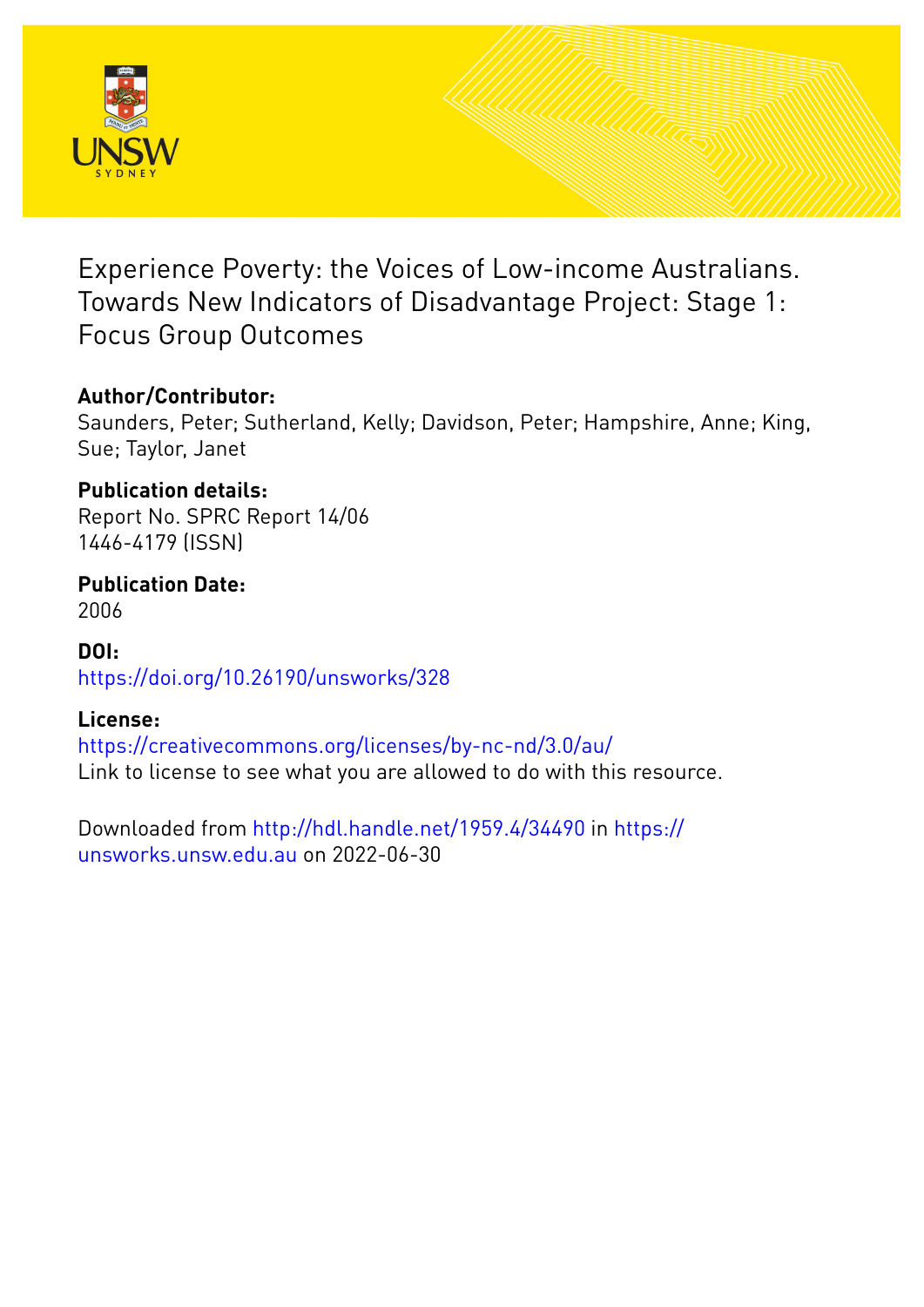# Experience Poverty: the Voices of Low-income Australians. Towards New Indicators of Disadvantage Project: Stage 1: Focus Group Outcomes

**Author/Contributor:**
Saunders, Peter; Sutherland, Kelly; Davidson, Peter; Hampshire, Anne; King, Sue; Taylor, Janet

**Publication details:**
Report No. SPRC Report 14/06
1446-4179 (ISSN)

**Publication Date:**
2006

**DOI:**
https://doi.org/10.26190/unsworks/328

**License:**
https://creativecommons.org/licenses/by-nc-nd/3.0/au/
Link to license to see what you are allowed to do with this resource.

Downloaded from http://hdl.handle.net/1959.4/34490 in https://unsworks.unsw.edu.au on 2022-06-30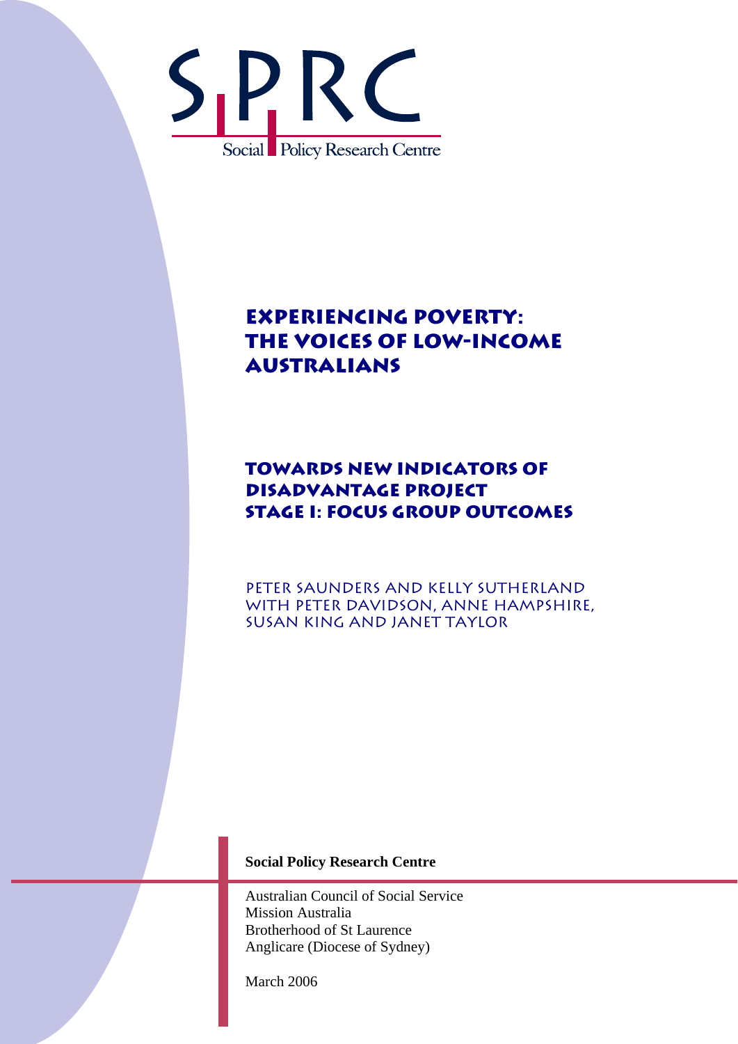SPRC

Social Policy Research Centre

# Experiencing Poverty: The Voices of Low-Income Australians

## Towards New Indicators of Disadvantage Project Stage I: Focus Group Outcomes

Peter Saunders and Kelly Sutherland
with Peter Davidson, Anne Hampshire,
Susan King and Janet Taylor

**Social Policy Research Centre**

Australian Council of Social Service
Mission Australia
Brotherhood of St Laurence
Anglicare (Diocese of Sydney)

March 2006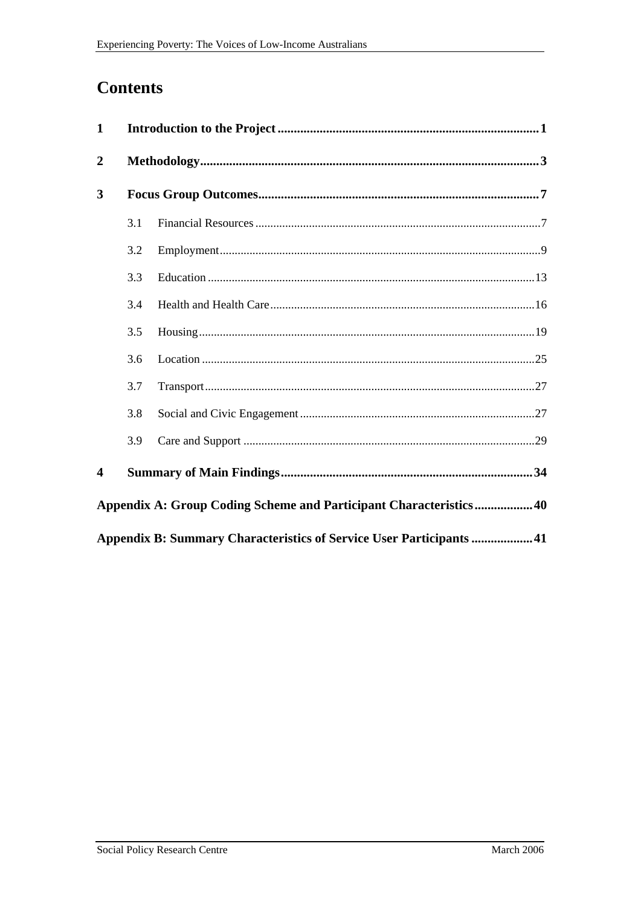# Contents

**1 Introduction to the Project ........................................................................ 1**

**2 Methodology ........................................................................................ 3**

**3 Focus Group Outcomes ........................................................................ 7**

- 3.1 Financial Resources ........................................................................ 7
- 3.2 Employment .................................................................................... 9
- 3.3 Education ...................................................................................... 13
- 3.4 Health and Health Care .................................................................. 16
- 3.5 Housing ......................................................................................... 19
- 3.6 Location ........................................................................................ 25
- 3.7 Transport ....................................................................................... 27
- 3.8 Social and Civic Engagement ........................................................ 27
- 3.9 Care and Support ........................................................................... 29

**4 Summary of Main Findings ................................................................ 34**

**Appendix A: Group Coding Scheme and Participant Characteristics .................. 40**

**Appendix B: Summary Characteristics of Service User Participants .................. 41**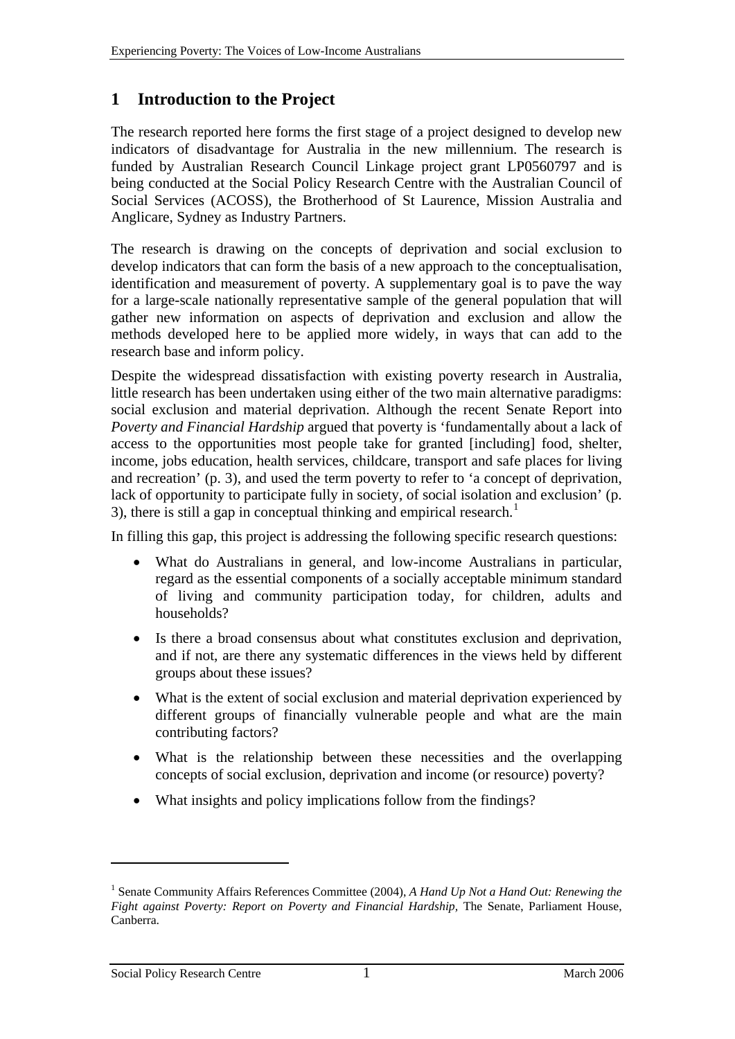# 1 Introduction to the Project

The research reported here forms the first stage of a project designed to develop new indicators of disadvantage for Australia in the new millennium. The research is funded by Australian Research Council Linkage project grant LP0560797 and is being conducted at the Social Policy Research Centre with the Australian Council of Social Services (ACOSS), the Brotherhood of St Laurence, Mission Australia and Anglicare, Sydney as Industry Partners.

The research is drawing on the concepts of deprivation and social exclusion to develop indicators that can form the basis of a new approach to the conceptualisation, identification and measurement of poverty. A supplementary goal is to pave the way for a large-scale nationally representative sample of the general population that will gather new information on aspects of deprivation and exclusion and allow the methods developed here to be applied more widely, in ways that can add to the research base and inform policy.

Despite the widespread dissatisfaction with existing poverty research in Australia, little research has been undertaken using either of the two main alternative paradigms: social exclusion and material deprivation. Although the recent Senate Report into *Poverty and Financial Hardship* argued that poverty is 'fundamentally about a lack of access to the opportunities most people take for granted [including] food, shelter, income, jobs education, health services, childcare, transport and safe places for living and recreation' (p. 3), and used the term poverty to refer to 'a concept of deprivation, lack of opportunity to participate fully in society, of social isolation and exclusion' (p. 3), there is still a gap in conceptual thinking and empirical research.[1]

In filling this gap, this project is addressing the following specific research questions:

- What do Australians in general, and low-income Australians in particular, regard as the essential components of a socially acceptable minimum standard of living and community participation today, for children, adults and households?
- Is there a broad consensus about what constitutes exclusion and deprivation, and if not, are there any systematic differences in the views held by different groups about these issues?
- What is the extent of social exclusion and material deprivation experienced by different groups of financially vulnerable people and what are the main contributing factors?
- What is the relationship between these necessities and the overlapping concepts of social exclusion, deprivation and income (or resource) poverty?
- What insights and policy implications follow from the findings?

---

[1] Senate Community Affairs References Committee (2004), *A Hand Up Not a Hand Out: Renewing the Fight against Poverty: Report on Poverty and Financial Hardship*, The Senate, Parliament House, Canberra.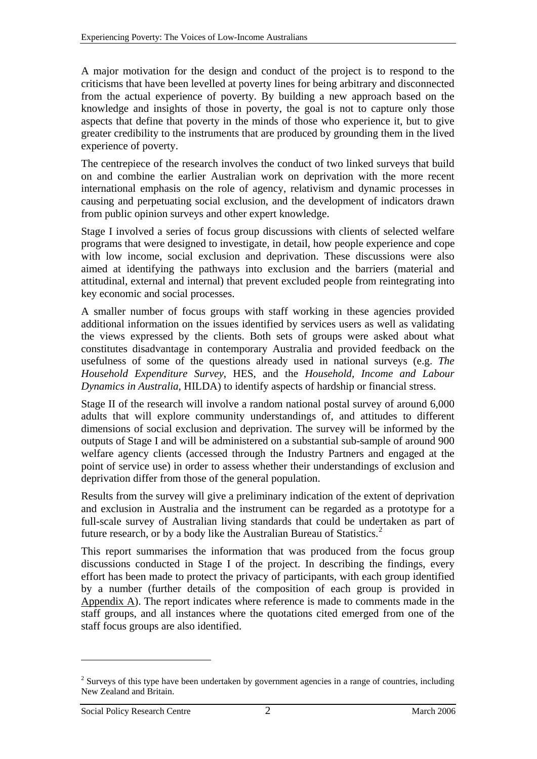A major motivation for the design and conduct of the project is to respond to the criticisms that have been levelled at poverty lines for being arbitrary and disconnected from the actual experience of poverty. By building a new approach based on the knowledge and insights of those in poverty, the goal is not to capture only those aspects that define that poverty in the minds of those who experience it, but to give greater credibility to the instruments that are produced by grounding them in the lived experience of poverty.

The centrepiece of the research involves the conduct of two linked surveys that build on and combine the earlier Australian work on deprivation with the more recent international emphasis on the role of agency, relativism and dynamic processes in causing and perpetuating social exclusion, and the development of indicators drawn from public opinion surveys and other expert knowledge.

Stage I involved a series of focus group discussions with clients of selected welfare programs that were designed to investigate, in detail, how people experience and cope with low income, social exclusion and deprivation. These discussions were also aimed at identifying the pathways into exclusion and the barriers (material and attitudinal, external and internal) that prevent excluded people from reintegrating into key economic and social processes.

A smaller number of focus groups with staff working in these agencies provided additional information on the issues identified by services users as well as validating the views expressed by the clients. Both sets of groups were asked about what constitutes disadvantage in contemporary Australia and provided feedback on the usefulness of some of the questions already used in national surveys (e.g. *The Household Expenditure Survey*, HES, and the *Household, Income and Labour Dynamics in Australia*, HILDA) to identify aspects of hardship or financial stress.

Stage II of the research will involve a random national postal survey of around 6,000 adults that will explore community understandings of, and attitudes to different dimensions of social exclusion and deprivation. The survey will be informed by the outputs of Stage I and will be administered on a substantial sub-sample of around 900 welfare agency clients (accessed through the Industry Partners and engaged at the point of service use) in order to assess whether their understandings of exclusion and deprivation differ from those of the general population.

Results from the survey will give a preliminary indication of the extent of deprivation and exclusion in Australia and the instrument can be regarded as a prototype for a full-scale survey of Australian living standards that could be undertaken as part of future research, or by a body like the Australian Bureau of Statistics.[2]

This report summarises the information that was produced from the focus group discussions conducted in Stage I of the project. In describing the findings, every effort has been made to protect the privacy of participants, with each group identified by a number (further details of the composition of each group is provided in Appendix A). The report indicates where reference is made to comments made in the staff groups, and all instances where the quotations cited emerged from one of the staff focus groups are also identified.

---

[2] Surveys of this type have been undertaken by government agencies in a range of countries, including New Zealand and Britain.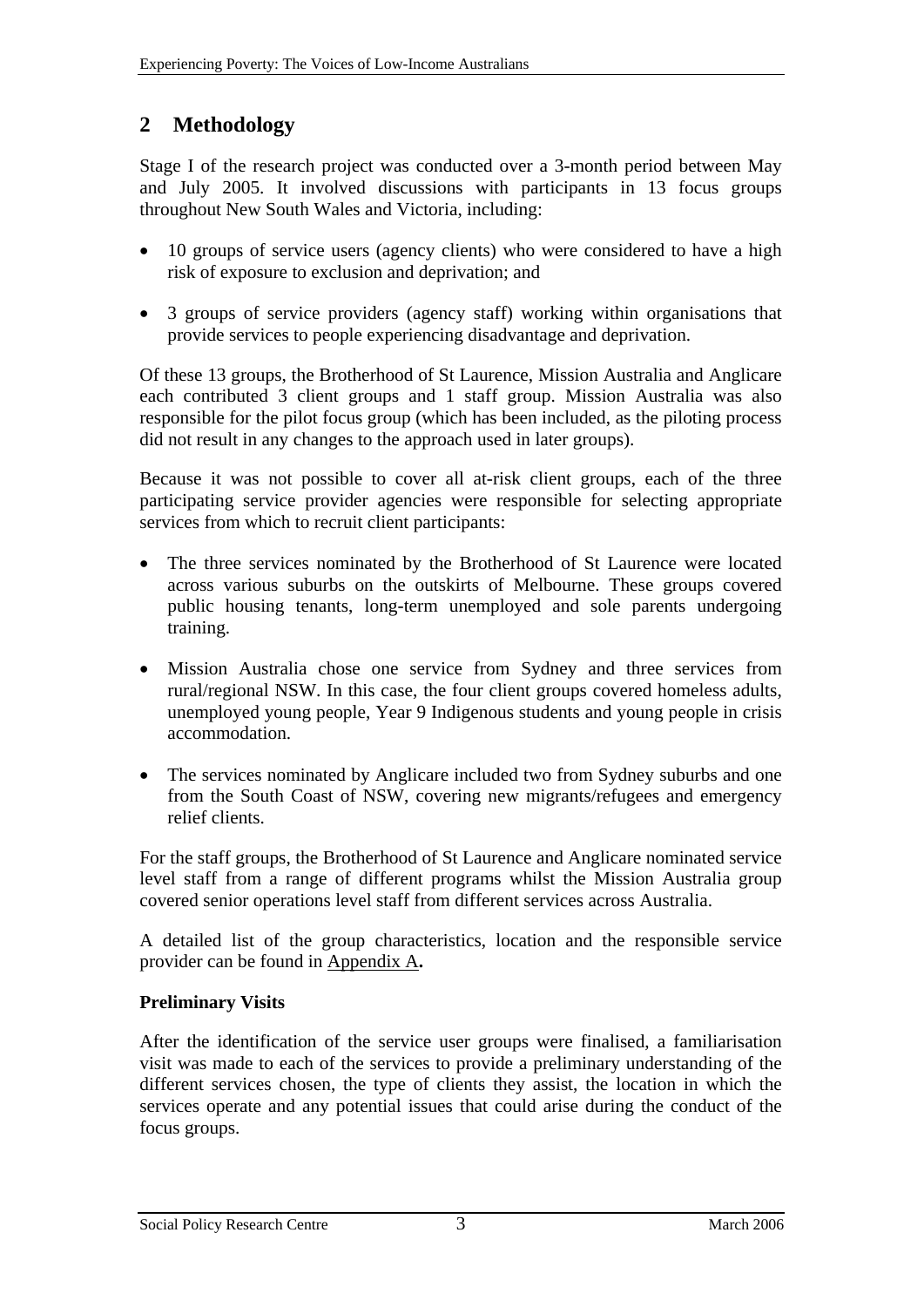## 2 Methodology

Stage I of the research project was conducted over a 3-month period between May and July 2005. It involved discussions with participants in 13 focus groups throughout New South Wales and Victoria, including:

- 10 groups of service users (agency clients) who were considered to have a high risk of exposure to exclusion and deprivation; and
- 3 groups of service providers (agency staff) working within organisations that provide services to people experiencing disadvantage and deprivation.

Of these 13 groups, the Brotherhood of St Laurence, Mission Australia and Anglicare each contributed 3 client groups and 1 staff group. Mission Australia was also responsible for the pilot focus group (which has been included, as the piloting process did not result in any changes to the approach used in later groups).

Because it was not possible to cover all at-risk client groups, each of the three participating service provider agencies were responsible for selecting appropriate services from which to recruit client participants:

- The three services nominated by the Brotherhood of St Laurence were located across various suburbs on the outskirts of Melbourne. These groups covered public housing tenants, long-term unemployed and sole parents undergoing training.
- Mission Australia chose one service from Sydney and three services from rural/regional NSW. In this case, the four client groups covered homeless adults, unemployed young people, Year 9 Indigenous students and young people in crisis accommodation.
- The services nominated by Anglicare included two from Sydney suburbs and one from the South Coast of NSW, covering new migrants/refugees and emergency relief clients.

For the staff groups, the Brotherhood of St Laurence and Anglicare nominated service level staff from a range of different programs whilst the Mission Australia group covered senior operations level staff from different services across Australia.

A detailed list of the group characteristics, location and the responsible service provider can be found in Appendix A**.**

**Preliminary Visits**

After the identification of the service user groups were finalised, a familiarisation visit was made to each of the services to provide a preliminary understanding of the different services chosen, the type of clients they assist, the location in which the services operate and any potential issues that could arise during the conduct of the focus groups.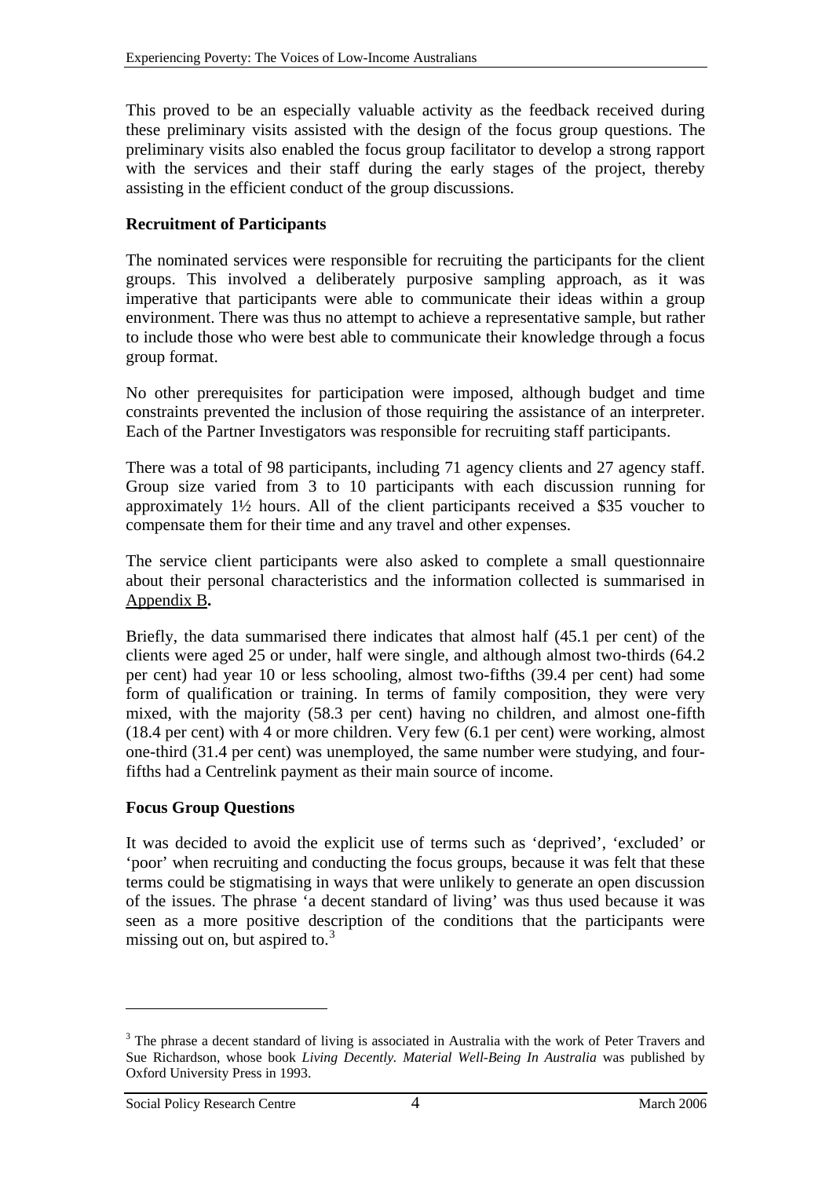This proved to be an especially valuable activity as the feedback received during these preliminary visits assisted with the design of the focus group questions. The preliminary visits also enabled the focus group facilitator to develop a strong rapport with the services and their staff during the early stages of the project, thereby assisting in the efficient conduct of the group discussions.

**Recruitment of Participants**

The nominated services were responsible for recruiting the participants for the client groups. This involved a deliberately purposive sampling approach, as it was imperative that participants were able to communicate their ideas within a group environment. There was thus no attempt to achieve a representative sample, but rather to include those who were best able to communicate their knowledge through a focus group format.

No other prerequisites for participation were imposed, although budget and time constraints prevented the inclusion of those requiring the assistance of an interpreter. Each of the Partner Investigators was responsible for recruiting staff participants.

There was a total of 98 participants, including 71 agency clients and 27 agency staff. Group size varied from 3 to 10 participants with each discussion running for approximately 1½ hours. All of the client participants received a $35 voucher to compensate them for their time and any travel and other expenses.

The service client participants were also asked to complete a small questionnaire about their personal characteristics and the information collected is summarised in Appendix B**.**

Briefly, the data summarised there indicates that almost half (45.1 per cent) of the clients were aged 25 or under, half were single, and although almost two-thirds (64.2 per cent) had year 10 or less schooling, almost two-fifths (39.4 per cent) had some form of qualification or training. In terms of family composition, they were very mixed, with the majority (58.3 per cent) having no children, and almost one-fifth (18.4 per cent) with 4 or more children. Very few (6.1 per cent) were working, almost one-third (31.4 per cent) was unemployed, the same number were studying, and four-fifths had a Centrelink payment as their main source of income.

**Focus Group Questions**

It was decided to avoid the explicit use of terms such as 'deprived', 'excluded' or 'poor' when recruiting and conducting the focus groups, because it was felt that these terms could be stigmatising in ways that were unlikely to generate an open discussion of the issues. The phrase 'a decent standard of living' was thus used because it was seen as a more positive description of the conditions that the participants were missing out on, but aspired to.[3]

---

[3] The phrase a decent standard of living is associated in Australia with the work of Peter Travers and Sue Richardson, whose book *Living Decently. Material Well-Being In Australia* was published by Oxford University Press in 1993.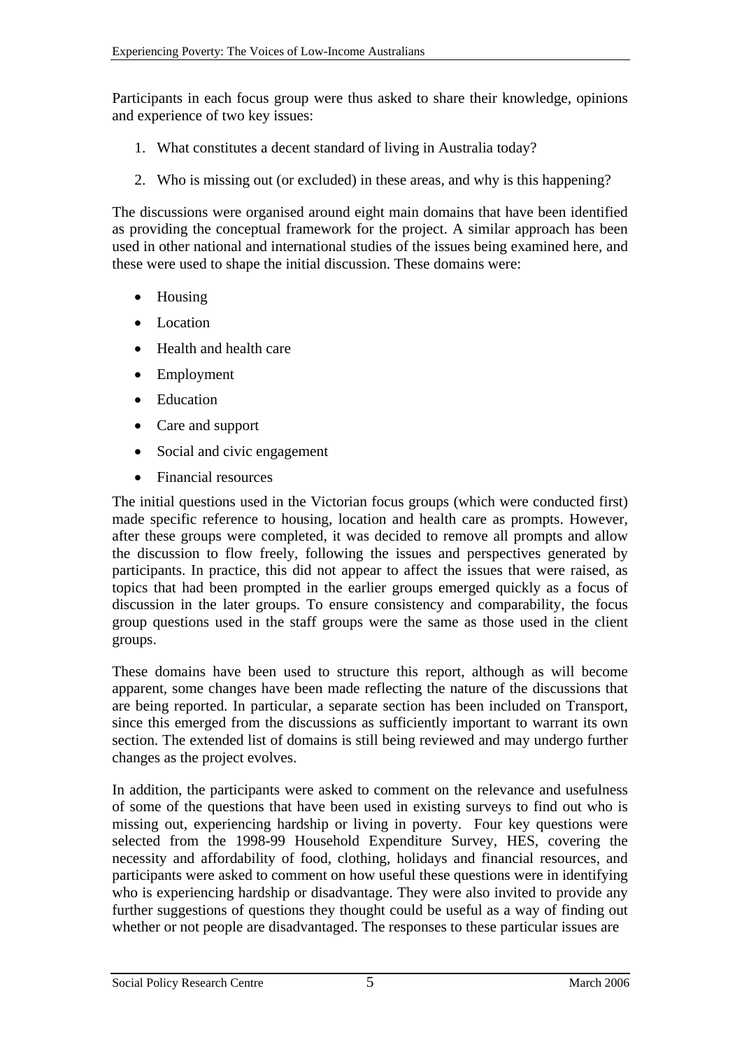Participants in each focus group were thus asked to share their knowledge, opinions and experience of two key issues:

1. What constitutes a decent standard of living in Australia today?
2. Who is missing out (or excluded) in these areas, and why is this happening?

The discussions were organised around eight main domains that have been identified as providing the conceptual framework for the project. A similar approach has been used in other national and international studies of the issues being examined here, and these were used to shape the initial discussion. These domains were:

- Housing
- Location
- Health and health care
- Employment
- Education
- Care and support
- Social and civic engagement
- Financial resources

The initial questions used in the Victorian focus groups (which were conducted first) made specific reference to housing, location and health care as prompts. However, after these groups were completed, it was decided to remove all prompts and allow the discussion to flow freely, following the issues and perspectives generated by participants. In practice, this did not appear to affect the issues that were raised, as topics that had been prompted in the earlier groups emerged quickly as a focus of discussion in the later groups. To ensure consistency and comparability, the focus group questions used in the staff groups were the same as those used in the client groups.

These domains have been used to structure this report, although as will become apparent, some changes have been made reflecting the nature of the discussions that are being reported. In particular, a separate section has been included on Transport, since this emerged from the discussions as sufficiently important to warrant its own section. The extended list of domains is still being reviewed and may undergo further changes as the project evolves.

In addition, the participants were asked to comment on the relevance and usefulness of some of the questions that have been used in existing surveys to find out who is missing out, experiencing hardship or living in poverty. Four key questions were selected from the 1998-99 Household Expenditure Survey, HES, covering the necessity and affordability of food, clothing, holidays and financial resources, and participants were asked to comment on how useful these questions were in identifying who is experiencing hardship or disadvantage. They were also invited to provide any further suggestions of questions they thought could be useful as a way of finding out whether or not people are disadvantaged. The responses to these particular issues are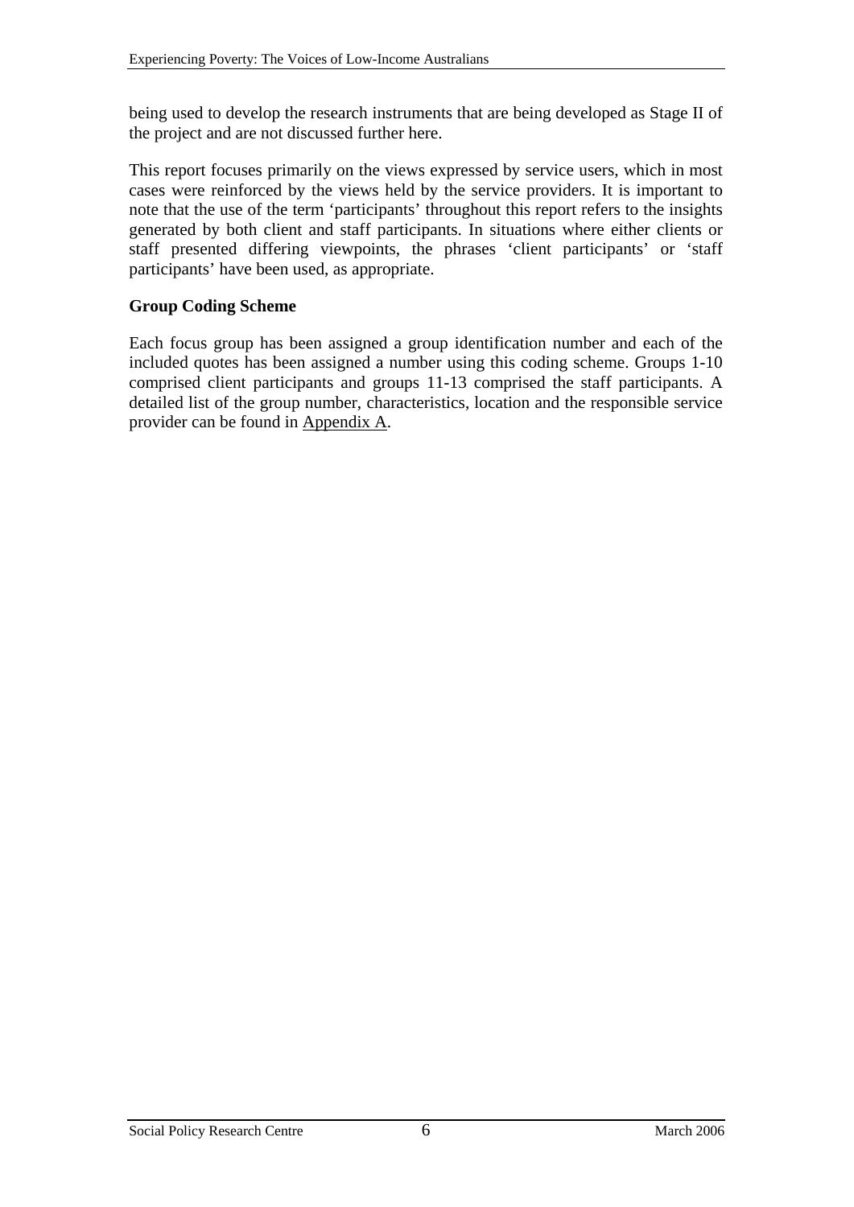being used to develop the research instruments that are being developed as Stage II of the project and are not discussed further here.

This report focuses primarily on the views expressed by service users, which in most cases were reinforced by the views held by the service providers. It is important to note that the use of the term 'participants' throughout this report refers to the insights generated by both client and staff participants. In situations where either clients or staff presented differing viewpoints, the phrases 'client participants' or 'staff participants' have been used, as appropriate.

**Group Coding Scheme**

Each focus group has been assigned a group identification number and each of the included quotes has been assigned a number using this coding scheme. Groups 1-10 comprised client participants and groups 11-13 comprised the staff participants. A detailed list of the group number, characteristics, location and the responsible service provider can be found in Appendix A.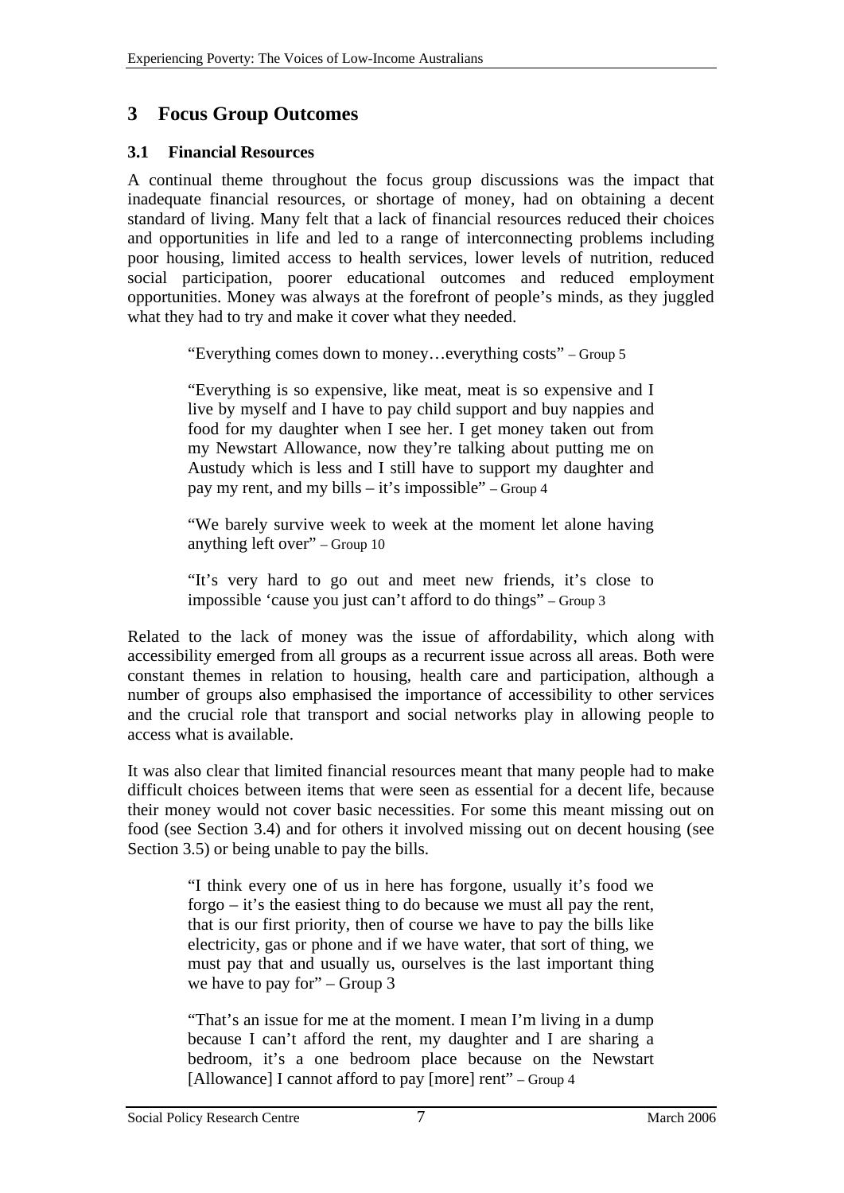# 3 Focus Group Outcomes

## 3.1 Financial Resources

A continual theme throughout the focus group discussions was the impact that inadequate financial resources, or shortage of money, had on obtaining a decent standard of living. Many felt that a lack of financial resources reduced their choices and opportunities in life and led to a range of interconnecting problems including poor housing, limited access to health services, lower levels of nutrition, reduced social participation, poorer educational outcomes and reduced employment opportunities. Money was always at the forefront of people's minds, as they juggled what they had to try and make it cover what they needed.

> "Everything comes down to money…everything costs" – Group 5

> "Everything is so expensive, like meat, meat is so expensive and I live by myself and I have to pay child support and buy nappies and food for my daughter when I see her. I get money taken out from my Newstart Allowance, now they're talking about putting me on Austudy which is less and I still have to support my daughter and pay my rent, and my bills – it's impossible" – Group 4

> "We barely survive week to week at the moment let alone having anything left over" – Group 10

> "It's very hard to go out and meet new friends, it's close to impossible 'cause you just can't afford to do things" – Group 3

Related to the lack of money was the issue of affordability, which along with accessibility emerged from all groups as a recurrent issue across all areas. Both were constant themes in relation to housing, health care and participation, although a number of groups also emphasised the importance of accessibility to other services and the crucial role that transport and social networks play in allowing people to access what is available.

It was also clear that limited financial resources meant that many people had to make difficult choices between items that were seen as essential for a decent life, because their money would not cover basic necessities. For some this meant missing out on food (see Section 3.4) and for others it involved missing out on decent housing (see Section 3.5) or being unable to pay the bills.

> "I think every one of us in here has forgone, usually it's food we forgo – it's the easiest thing to do because we must all pay the rent, that is our first priority, then of course we have to pay the bills like electricity, gas or phone and if we have water, that sort of thing, we must pay that and usually us, ourselves is the last important thing we have to pay for" – Group 3

> "That's an issue for me at the moment. I mean I'm living in a dump because I can't afford the rent, my daughter and I are sharing a bedroom, it's a one bedroom place because on the Newstart [Allowance] I cannot afford to pay [more] rent" – Group 4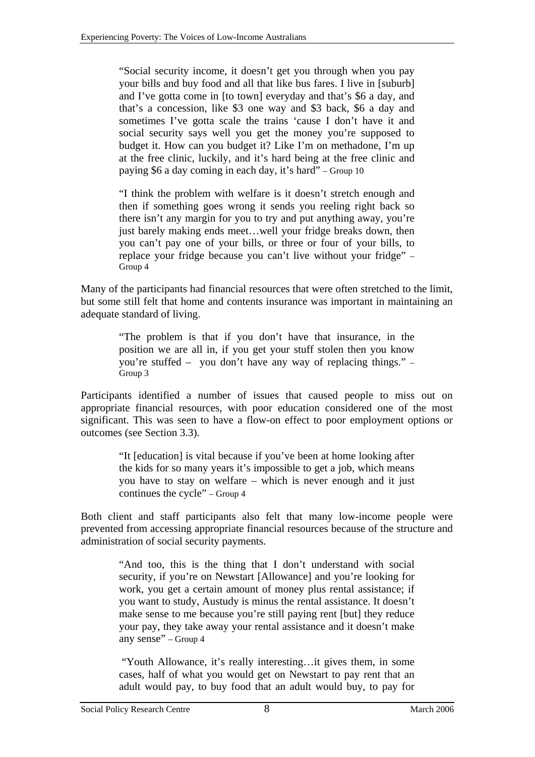> "Social security income, it doesn't get you through when you pay your bills and buy food and all that like bus fares. I live in [suburb] and I've gotta come in [to town] everyday and that's $6 a day, and that's a concession, like $3 one way and $3 back, $6 a day and sometimes I've gotta scale the trains 'cause I don't have it and social security says well you get the money you're supposed to budget it. How can you budget it? Like I'm on methadone, I'm up at the free clinic, luckily, and it's hard being at the free clinic and paying $6 a day coming in each day, it's hard" – Group 10

> "I think the problem with welfare is it doesn't stretch enough and then if something goes wrong it sends you reeling right back so there isn't any margin for you to try and put anything away, you're just barely making ends meet…well your fridge breaks down, then you can't pay one of your bills, or three or four of your bills, to replace your fridge because you can't live without your fridge" – Group 4

Many of the participants had financial resources that were often stretched to the limit, but some still felt that home and contents insurance was important in maintaining an adequate standard of living.

> "The problem is that if you don't have that insurance, in the position we are all in, if you get your stuff stolen then you know you're stuffed – you don't have any way of replacing things." – Group 3

Participants identified a number of issues that caused people to miss out on appropriate financial resources, with poor education considered one of the most significant. This was seen to have a flow-on effect to poor employment options or outcomes (see Section 3.3).

> "It [education] is vital because if you've been at home looking after the kids for so many years it's impossible to get a job, which means you have to stay on welfare – which is never enough and it just continues the cycle" – Group 4

Both client and staff participants also felt that many low-income people were prevented from accessing appropriate financial resources because of the structure and administration of social security payments.

> "And too, this is the thing that I don't understand with social security, if you're on Newstart [Allowance] and you're looking for work, you get a certain amount of money plus rental assistance; if you want to study, Austudy is minus the rental assistance. It doesn't make sense to me because you're still paying rent [but] they reduce your pay, they take away your rental assistance and it doesn't make any sense" – Group 4

> "Youth Allowance, it's really interesting…it gives them, in some cases, half of what you would get on Newstart to pay rent that an adult would pay, to buy food that an adult would buy, to pay for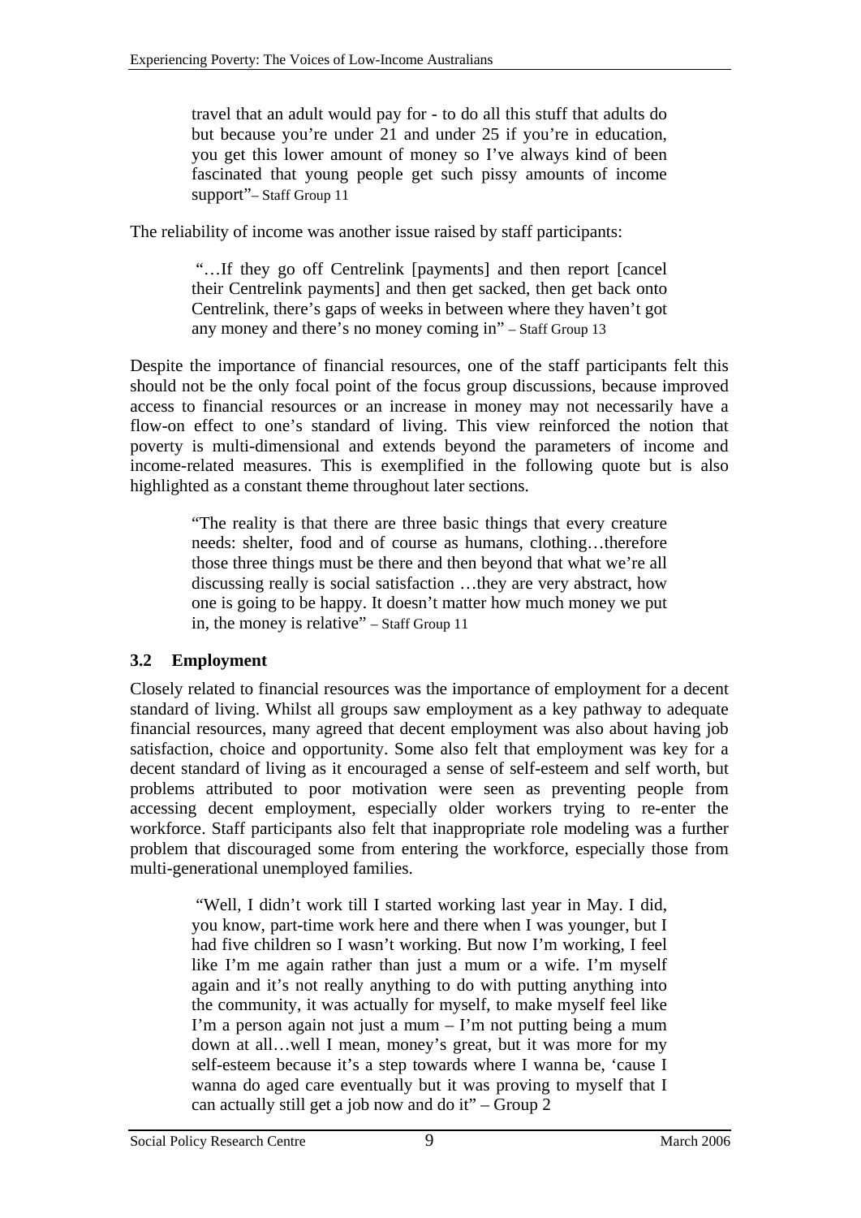> travel that an adult would pay for - to do all this stuff that adults do but because you're under 21 and under 25 if you're in education, you get this lower amount of money so I've always kind of been fascinated that young people get such pissy amounts of income support"– Staff Group 11

The reliability of income was another issue raised by staff participants:

> "…If they go off Centrelink [payments] and then report [cancel their Centrelink payments] and then get sacked, then get back onto Centrelink, there's gaps of weeks in between where they haven't got any money and there's no money coming in" – Staff Group 13

Despite the importance of financial resources, one of the staff participants felt this should not be the only focal point of the focus group discussions, because improved access to financial resources or an increase in money may not necessarily have a flow-on effect to one's standard of living. This view reinforced the notion that poverty is multi-dimensional and extends beyond the parameters of income and income-related measures. This is exemplified in the following quote but is also highlighted as a constant theme throughout later sections.

> "The reality is that there are three basic things that every creature needs: shelter, food and of course as humans, clothing…therefore those three things must be there and then beyond that what we're all discussing really is social satisfaction …they are very abstract, how one is going to be happy. It doesn't matter how much money we put in, the money is relative" – Staff Group 11

### 3.2 Employment

Closely related to financial resources was the importance of employment for a decent standard of living. Whilst all groups saw employment as a key pathway to adequate financial resources, many agreed that decent employment was also about having job satisfaction, choice and opportunity. Some also felt that employment was key for a decent standard of living as it encouraged a sense of self-esteem and self worth, but problems attributed to poor motivation were seen as preventing people from accessing decent employment, especially older workers trying to re-enter the workforce. Staff participants also felt that inappropriate role modeling was a further problem that discouraged some from entering the workforce, especially those from multi-generational unemployed families.

> "Well, I didn't work till I started working last year in May. I did, you know, part-time work here and there when I was younger, but I had five children so I wasn't working. But now I'm working, I feel like I'm me again rather than just a mum or a wife. I'm myself again and it's not really anything to do with putting anything into the community, it was actually for myself, to make myself feel like I'm a person again not just a mum – I'm not putting being a mum down at all…well I mean, money's great, but it was more for my self-esteem because it's a step towards where I wanna be, 'cause I wanna do aged care eventually but it was proving to myself that I can actually still get a job now and do it" – Group 2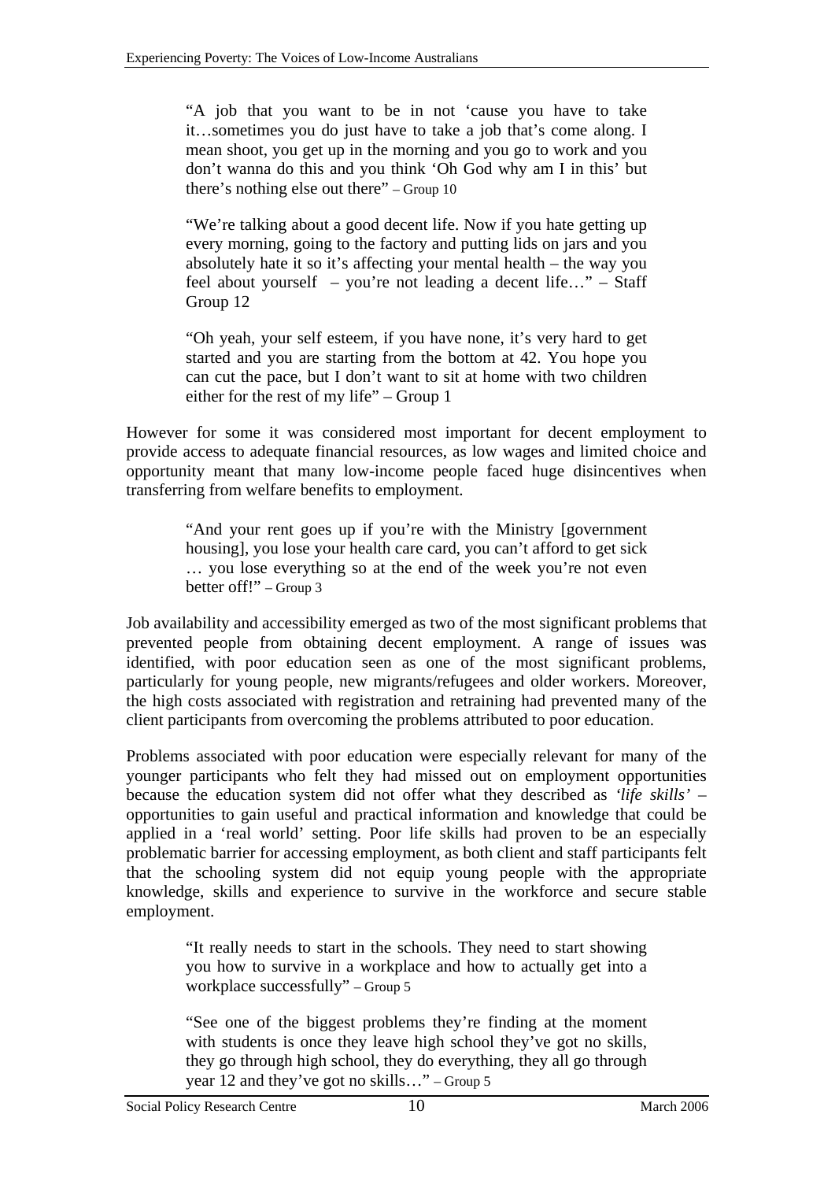> "A job that you want to be in not 'cause you have to take it…sometimes you do just have to take a job that's come along. I mean shoot, you get up in the morning and you go to work and you don't wanna do this and you think 'Oh God why am I in this' but there's nothing else out there" – Group 10

> "We're talking about a good decent life. Now if you hate getting up every morning, going to the factory and putting lids on jars and you absolutely hate it so it's affecting your mental health – the way you feel about yourself – you're not leading a decent life…" – Staff Group 12

> "Oh yeah, your self esteem, if you have none, it's very hard to get started and you are starting from the bottom at 42. You hope you can cut the pace, but I don't want to sit at home with two children either for the rest of my life" – Group 1

However for some it was considered most important for decent employment to provide access to adequate financial resources, as low wages and limited choice and opportunity meant that many low-income people faced huge disincentives when transferring from welfare benefits to employment.

> "And your rent goes up if you're with the Ministry [government housing], you lose your health care card, you can't afford to get sick … you lose everything so at the end of the week you're not even better off!" – Group 3

Job availability and accessibility emerged as two of the most significant problems that prevented people from obtaining decent employment. A range of issues was identified, with poor education seen as one of the most significant problems, particularly for young people, new migrants/refugees and older workers. Moreover, the high costs associated with registration and retraining had prevented many of the client participants from overcoming the problems attributed to poor education.

Problems associated with poor education were especially relevant for many of the younger participants who felt they had missed out on employment opportunities because the education system did not offer what they described as *'life skills'* – opportunities to gain useful and practical information and knowledge that could be applied in a 'real world' setting. Poor life skills had proven to be an especially problematic barrier for accessing employment, as both client and staff participants felt that the schooling system did not equip young people with the appropriate knowledge, skills and experience to survive in the workforce and secure stable employment.

> "It really needs to start in the schools. They need to start showing you how to survive in a workplace and how to actually get into a workplace successfully" – Group 5

> "See one of the biggest problems they're finding at the moment with students is once they leave high school they've got no skills, they go through high school, they do everything, they all go through year 12 and they've got no skills…" – Group 5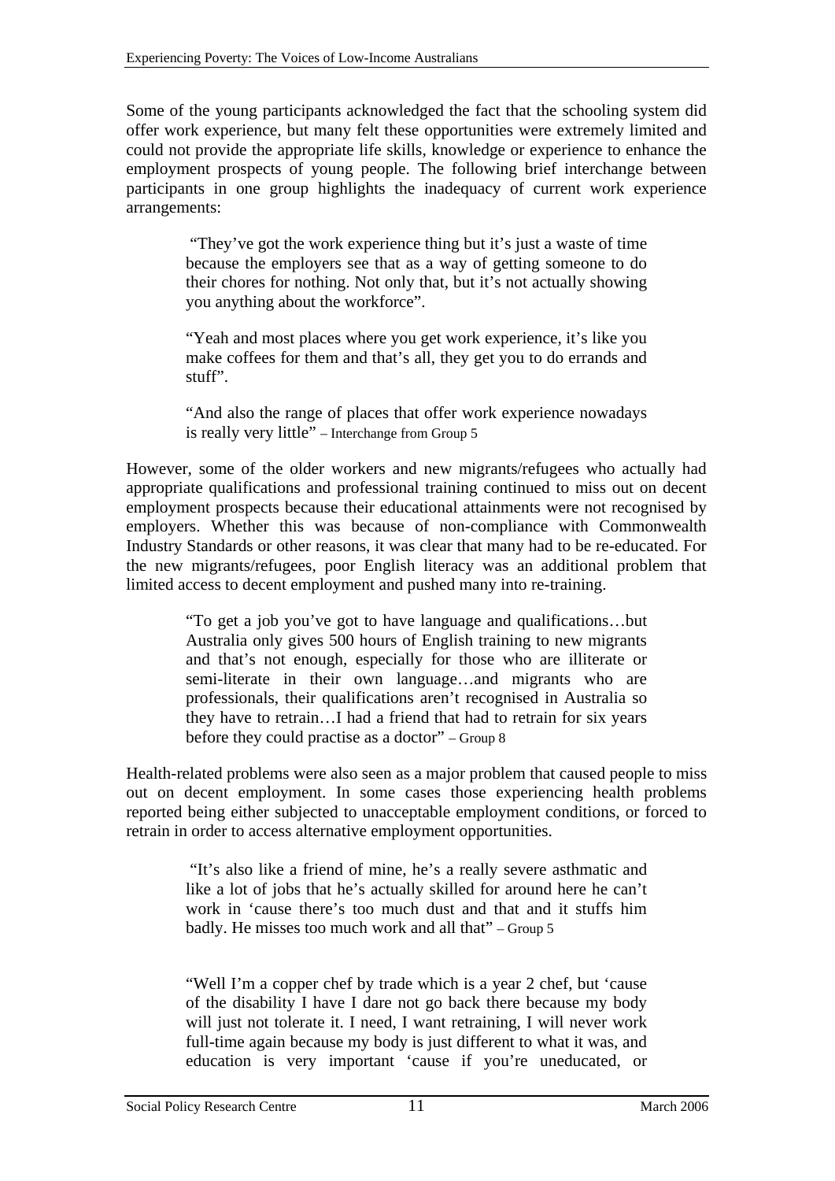Some of the young participants acknowledged the fact that the schooling system did offer work experience, but many felt these opportunities were extremely limited and could not provide the appropriate life skills, knowledge or experience to enhance the employment prospects of young people. The following brief interchange between participants in one group highlights the inadequacy of current work experience arrangements:

> "They've got the work experience thing but it's just a waste of time because the employers see that as a way of getting someone to do their chores for nothing. Not only that, but it's not actually showing you anything about the workforce".
>
> "Yeah and most places where you get work experience, it's like you make coffees for them and that's all, they get you to do errands and stuff".
>
> "And also the range of places that offer work experience nowadays is really very little" – Interchange from Group 5

However, some of the older workers and new migrants/refugees who actually had appropriate qualifications and professional training continued to miss out on decent employment prospects because their educational attainments were not recognised by employers. Whether this was because of non-compliance with Commonwealth Industry Standards or other reasons, it was clear that many had to be re-educated. For the new migrants/refugees, poor English literacy was an additional problem that limited access to decent employment and pushed many into re-training.

> "To get a job you've got to have language and qualifications…but Australia only gives 500 hours of English training to new migrants and that's not enough, especially for those who are illiterate or semi-literate in their own language…and migrants who are professionals, their qualifications aren't recognised in Australia so they have to retrain…I had a friend that had to retrain for six years before they could practise as a doctor" – Group 8

Health-related problems were also seen as a major problem that caused people to miss out on decent employment. In some cases those experiencing health problems reported being either subjected to unacceptable employment conditions, or forced to retrain in order to access alternative employment opportunities.

> "It's also like a friend of mine, he's a really severe asthmatic and like a lot of jobs that he's actually skilled for around here he can't work in 'cause there's too much dust and that and it stuffs him badly. He misses too much work and all that" – Group 5

> "Well I'm a copper chef by trade which is a year 2 chef, but 'cause of the disability I have I dare not go back there because my body will just not tolerate it. I need, I want retraining, I will never work full-time again because my body is just different to what it was, and education is very important 'cause if you're uneducated, or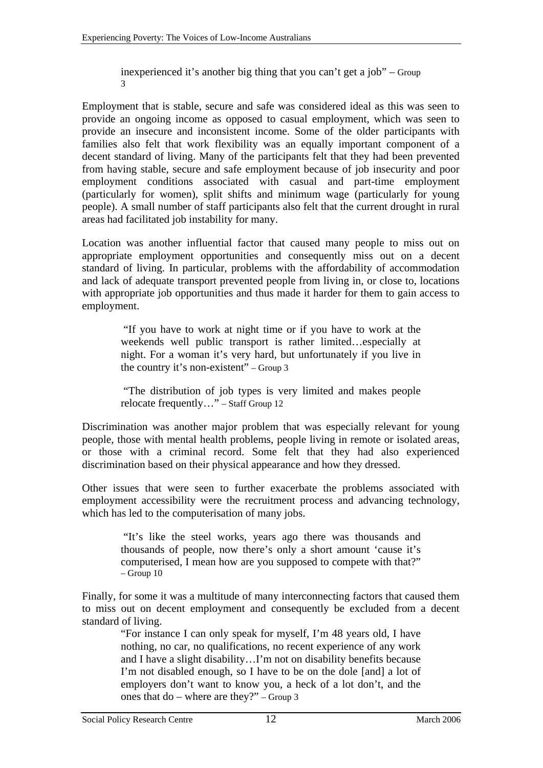> inexperienced it's another big thing that you can't get a job" – Group 3

Employment that is stable, secure and safe was considered ideal as this was seen to provide an ongoing income as opposed to casual employment, which was seen to provide an insecure and inconsistent income. Some of the older participants with families also felt that work flexibility was an equally important component of a decent standard of living. Many of the participants felt that they had been prevented from having stable, secure and safe employment because of job insecurity and poor employment conditions associated with casual and part-time employment (particularly for women), split shifts and minimum wage (particularly for young people). A small number of staff participants also felt that the current drought in rural areas had facilitated job instability for many.

Location was another influential factor that caused many people to miss out on appropriate employment opportunities and consequently miss out on a decent standard of living. In particular, problems with the affordability of accommodation and lack of adequate transport prevented people from living in, or close to, locations with appropriate job opportunities and thus made it harder for them to gain access to employment.

> "If you have to work at night time or if you have to work at the weekends well public transport is rather limited…especially at night. For a woman it's very hard, but unfortunately if you live in the country it's non-existent" – Group 3

> "The distribution of job types is very limited and makes people relocate frequently…" – Staff Group 12

Discrimination was another major problem that was especially relevant for young people, those with mental health problems, people living in remote or isolated areas, or those with a criminal record. Some felt that they had also experienced discrimination based on their physical appearance and how they dressed.

Other issues that were seen to further exacerbate the problems associated with employment accessibility were the recruitment process and advancing technology, which has led to the computerisation of many jobs.

> "It's like the steel works, years ago there was thousands and thousands of people, now there's only a short amount 'cause it's computerised, I mean how are you supposed to compete with that?" – Group 10

Finally, for some it was a multitude of many interconnecting factors that caused them to miss out on decent employment and consequently be excluded from a decent standard of living.

> "For instance I can only speak for myself, I'm 48 years old, I have nothing, no car, no qualifications, no recent experience of any work and I have a slight disability…I'm not on disability benefits because I'm not disabled enough, so I have to be on the dole [and] a lot of employers don't want to know you, a heck of a lot don't, and the ones that do – where are they?" – Group 3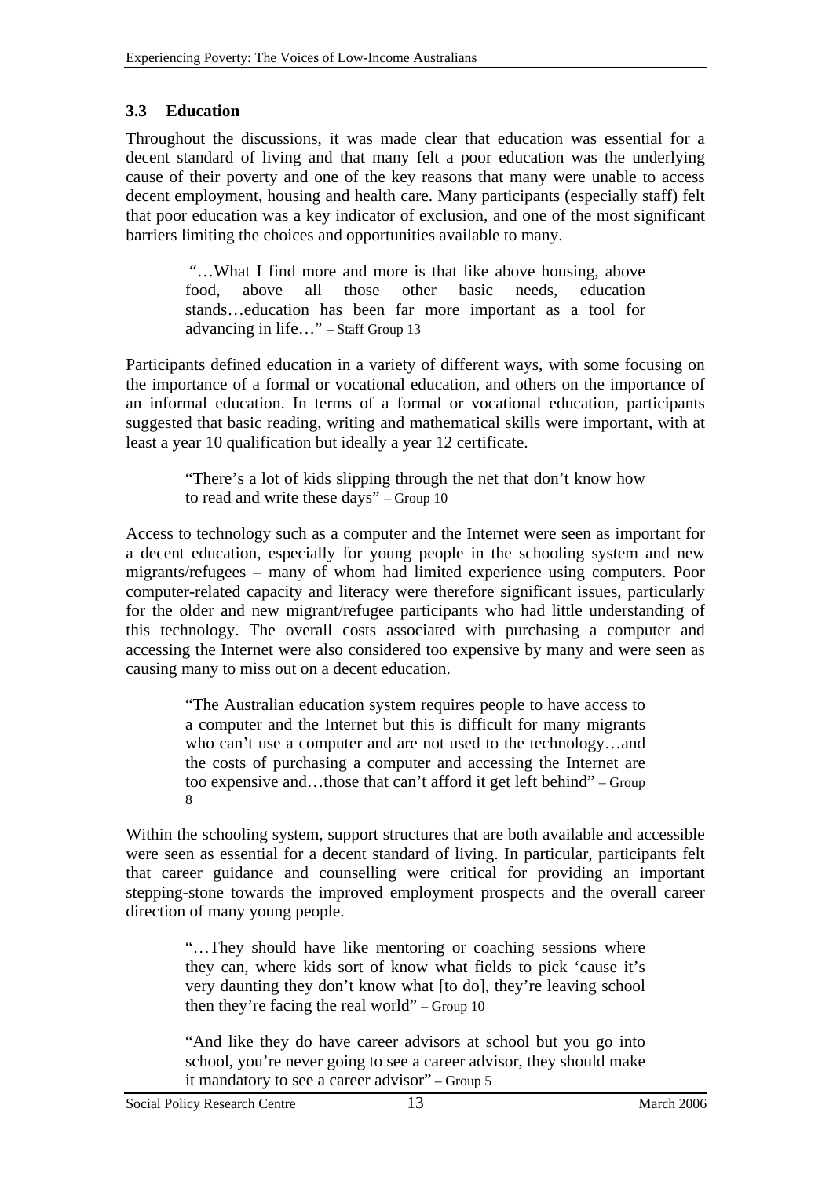## 3.3 Education

Throughout the discussions, it was made clear that education was essential for a decent standard of living and that many felt a poor education was the underlying cause of their poverty and one of the key reasons that many were unable to access decent employment, housing and health care. Many participants (especially staff) felt that poor education was a key indicator of exclusion, and one of the most significant barriers limiting the choices and opportunities available to many.

> "…What I find more and more is that like above housing, above food, above all those other basic needs, education stands…education has been far more important as a tool for advancing in life…" – Staff Group 13

Participants defined education in a variety of different ways, with some focusing on the importance of a formal or vocational education, and others on the importance of an informal education. In terms of a formal or vocational education, participants suggested that basic reading, writing and mathematical skills were important, with at least a year 10 qualification but ideally a year 12 certificate.

> "There's a lot of kids slipping through the net that don't know how to read and write these days" – Group 10

Access to technology such as a computer and the Internet were seen as important for a decent education, especially for young people in the schooling system and new migrants/refugees – many of whom had limited experience using computers. Poor computer-related capacity and literacy were therefore significant issues, particularly for the older and new migrant/refugee participants who had little understanding of this technology. The overall costs associated with purchasing a computer and accessing the Internet were also considered too expensive by many and were seen as causing many to miss out on a decent education.

> "The Australian education system requires people to have access to a computer and the Internet but this is difficult for many migrants who can't use a computer and are not used to the technology…and the costs of purchasing a computer and accessing the Internet are too expensive and…those that can't afford it get left behind" – Group 8

Within the schooling system, support structures that are both available and accessible were seen as essential for a decent standard of living. In particular, participants felt that career guidance and counselling were critical for providing an important stepping-stone towards the improved employment prospects and the overall career direction of many young people.

> "…They should have like mentoring or coaching sessions where they can, where kids sort of know what fields to pick 'cause it's very daunting they don't know what [to do], they're leaving school then they're facing the real world" – Group 10

> "And like they do have career advisors at school but you go into school, you're never going to see a career advisor, they should make it mandatory to see a career advisor" – Group 5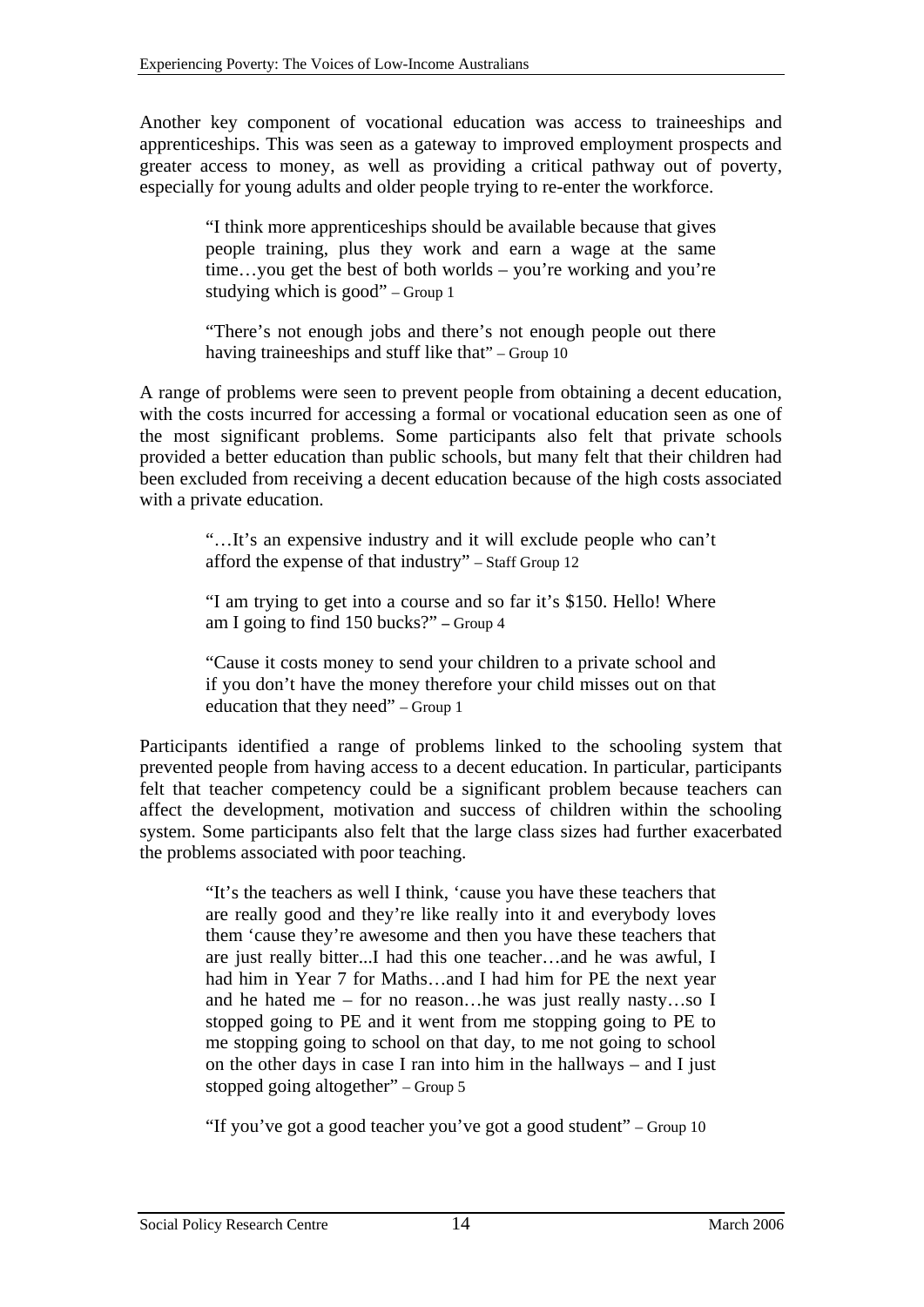Another key component of vocational education was access to traineeships and apprenticeships. This was seen as a gateway to improved employment prospects and greater access to money, as well as providing a critical pathway out of poverty, especially for young adults and older people trying to re-enter the workforce.

> "I think more apprenticeships should be available because that gives people training, plus they work and earn a wage at the same time…you get the best of both worlds – you're working and you're studying which is good" – Group 1

> "There's not enough jobs and there's not enough people out there having traineeships and stuff like that" – Group 10

A range of problems were seen to prevent people from obtaining a decent education, with the costs incurred for accessing a formal or vocational education seen as one of the most significant problems. Some participants also felt that private schools provided a better education than public schools, but many felt that their children had been excluded from receiving a decent education because of the high costs associated with a private education.

> "…It's an expensive industry and it will exclude people who can't afford the expense of that industry" – Staff Group 12

> "I am trying to get into a course and so far it's $150. Hello! Where am I going to find 150 bucks?" – Group 4

> "Cause it costs money to send your children to a private school and if you don't have the money therefore your child misses out on that education that they need" – Group 1

Participants identified a range of problems linked to the schooling system that prevented people from having access to a decent education. In particular, participants felt that teacher competency could be a significant problem because teachers can affect the development, motivation and success of children within the schooling system. Some participants also felt that the large class sizes had further exacerbated the problems associated with poor teaching.

> "It's the teachers as well I think, 'cause you have these teachers that are really good and they're like really into it and everybody loves them 'cause they're awesome and then you have these teachers that are just really bitter...I had this one teacher…and he was awful, I had him in Year 7 for Maths…and I had him for PE the next year and he hated me – for no reason…he was just really nasty…so I stopped going to PE and it went from me stopping going to PE to me stopping going to school on that day, to me not going to school on the other days in case I ran into him in the hallways – and I just stopped going altogether" – Group 5

> "If you've got a good teacher you've got a good student" – Group 10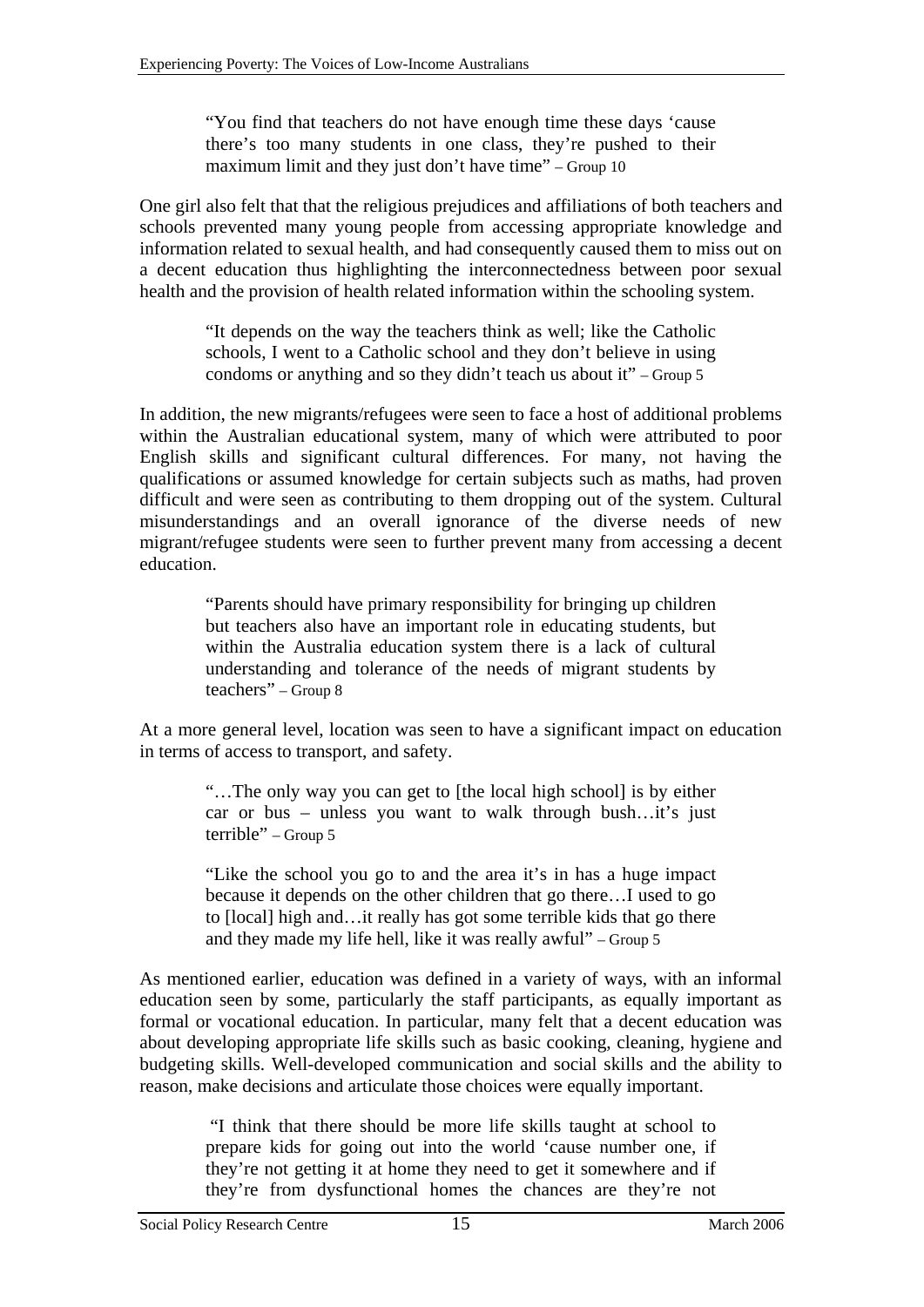> "You find that teachers do not have enough time these days 'cause there's too many students in one class, they're pushed to their maximum limit and they just don't have time" – Group 10

One girl also felt that that the religious prejudices and affiliations of both teachers and schools prevented many young people from accessing appropriate knowledge and information related to sexual health, and had consequently caused them to miss out on a decent education thus highlighting the interconnectedness between poor sexual health and the provision of health related information within the schooling system.

> "It depends on the way the teachers think as well; like the Catholic schools, I went to a Catholic school and they don't believe in using condoms or anything and so they didn't teach us about it" – Group 5

In addition, the new migrants/refugees were seen to face a host of additional problems within the Australian educational system, many of which were attributed to poor English skills and significant cultural differences. For many, not having the qualifications or assumed knowledge for certain subjects such as maths, had proven difficult and were seen as contributing to them dropping out of the system. Cultural misunderstandings and an overall ignorance of the diverse needs of new migrant/refugee students were seen to further prevent many from accessing a decent education.

> "Parents should have primary responsibility for bringing up children but teachers also have an important role in educating students, but within the Australia education system there is a lack of cultural understanding and tolerance of the needs of migrant students by teachers" – Group 8

At a more general level, location was seen to have a significant impact on education in terms of access to transport, and safety.

> "…The only way you can get to [the local high school] is by either car or bus – unless you want to walk through bush…it's just terrible" – Group 5

> "Like the school you go to and the area it's in has a huge impact because it depends on the other children that go there…I used to go to [local] high and…it really has got some terrible kids that go there and they made my life hell, like it was really awful" – Group 5

As mentioned earlier, education was defined in a variety of ways, with an informal education seen by some, particularly the staff participants, as equally important as formal or vocational education. In particular, many felt that a decent education was about developing appropriate life skills such as basic cooking, cleaning, hygiene and budgeting skills. Well-developed communication and social skills and the ability to reason, make decisions and articulate those choices were equally important.

> "I think that there should be more life skills taught at school to prepare kids for going out into the world 'cause number one, if they're not getting it at home they need to get it somewhere and if they're from dysfunctional homes the chances are they're not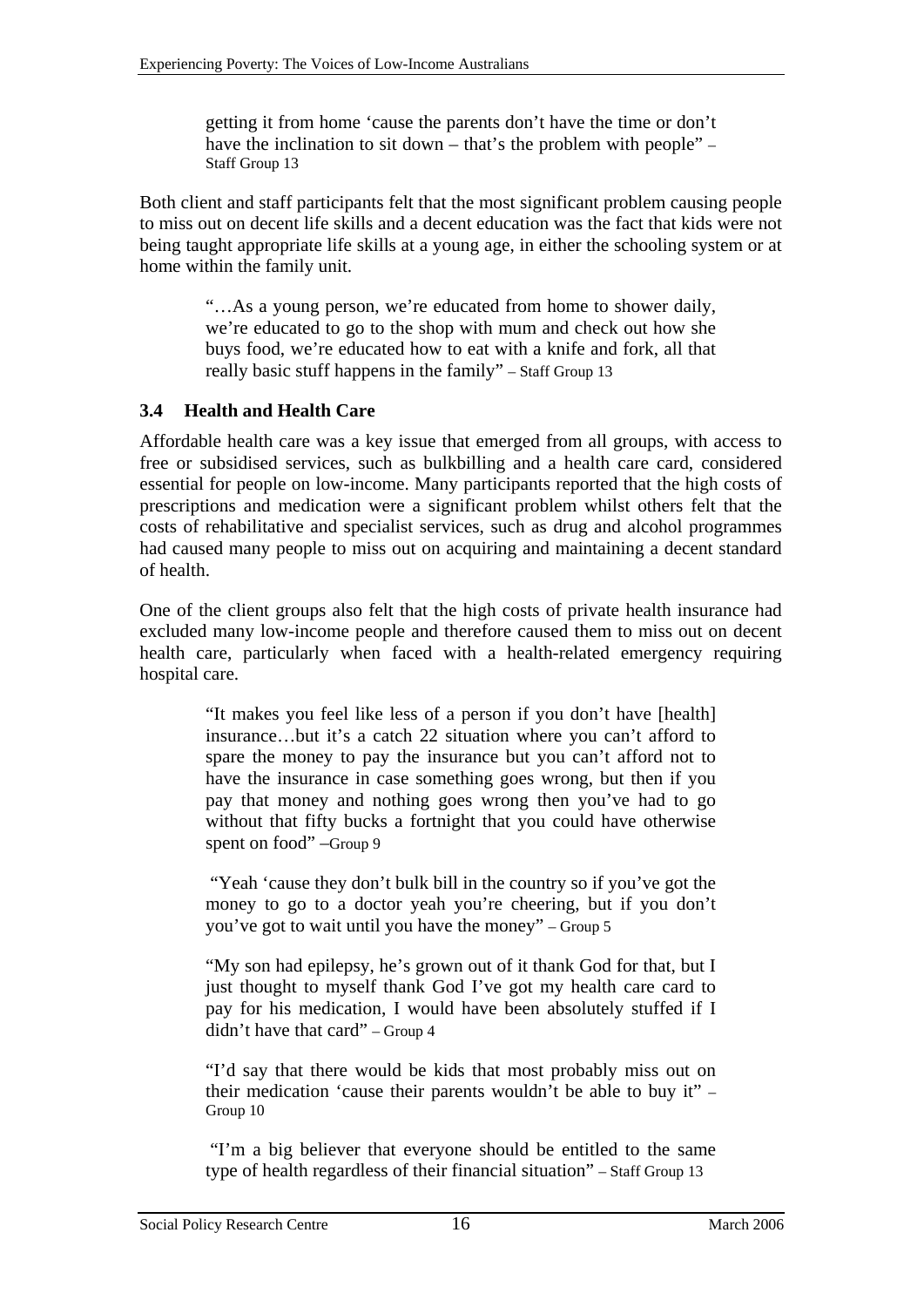> getting it from home 'cause the parents don't have the time or don't have the inclination to sit down – that's the problem with people" – Staff Group 13

Both client and staff participants felt that the most significant problem causing people to miss out on decent life skills and a decent education was the fact that kids were not being taught appropriate life skills at a young age, in either the schooling system or at home within the family unit.

> "…As a young person, we're educated from home to shower daily, we're educated to go to the shop with mum and check out how she buys food, we're educated how to eat with a knife and fork, all that really basic stuff happens in the family" – Staff Group 13

### 3.4 Health and Health Care

Affordable health care was a key issue that emerged from all groups, with access to free or subsidised services, such as bulkbilling and a health care card, considered essential for people on low-income. Many participants reported that the high costs of prescriptions and medication were a significant problem whilst others felt that the costs of rehabilitative and specialist services, such as drug and alcohol programmes had caused many people to miss out on acquiring and maintaining a decent standard of health.

One of the client groups also felt that the high costs of private health insurance had excluded many low-income people and therefore caused them to miss out on decent health care, particularly when faced with a health-related emergency requiring hospital care.

> "It makes you feel like less of a person if you don't have [health] insurance…but it's a catch 22 situation where you can't afford to spare the money to pay the insurance but you can't afford not to have the insurance in case something goes wrong, but then if you pay that money and nothing goes wrong then you've had to go without that fifty bucks a fortnight that you could have otherwise spent on food" –Group 9

> "Yeah 'cause they don't bulk bill in the country so if you've got the money to go to a doctor yeah you're cheering, but if you don't you've got to wait until you have the money" – Group 5

> "My son had epilepsy, he's grown out of it thank God for that, but I just thought to myself thank God I've got my health care card to pay for his medication, I would have been absolutely stuffed if I didn't have that card" – Group 4

> "I'd say that there would be kids that most probably miss out on their medication 'cause their parents wouldn't be able to buy it" – Group 10

> "I'm a big believer that everyone should be entitled to the same type of health regardless of their financial situation" – Staff Group 13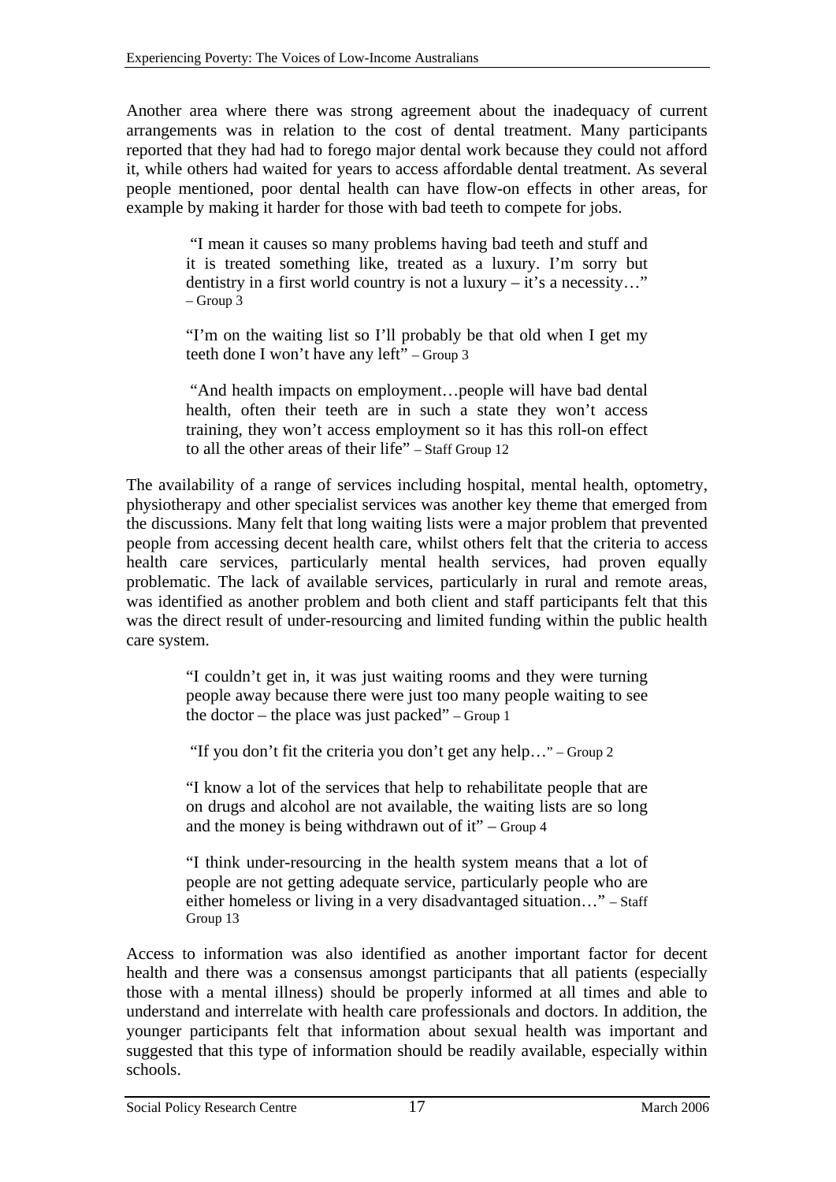Another area where there was strong agreement about the inadequacy of current arrangements was in relation to the cost of dental treatment. Many participants reported that they had had to forego major dental work because they could not afford it, while others had waited for years to access affordable dental treatment. As several people mentioned, poor dental health can have flow-on effects in other areas, for example by making it harder for those with bad teeth to compete for jobs.

> "I mean it causes so many problems having bad teeth and stuff and it is treated something like, treated as a luxury. I'm sorry but dentistry in a first world country is not a luxury – it's a necessity…" – Group 3

> "I'm on the waiting list so I'll probably be that old when I get my teeth done I won't have any left" – Group 3

> "And health impacts on employment…people will have bad dental health, often their teeth are in such a state they won't access training, they won't access employment so it has this roll-on effect to all the other areas of their life" – Staff Group 12

The availability of a range of services including hospital, mental health, optometry, physiotherapy and other specialist services was another key theme that emerged from the discussions. Many felt that long waiting lists were a major problem that prevented people from accessing decent health care, whilst others felt that the criteria to access health care services, particularly mental health services, had proven equally problematic. The lack of available services, particularly in rural and remote areas, was identified as another problem and both client and staff participants felt that this was the direct result of under-resourcing and limited funding within the public health care system.

> "I couldn't get in, it was just waiting rooms and they were turning people away because there were just too many people waiting to see the doctor – the place was just packed" – Group 1

> "If you don't fit the criteria you don't get any help…" – Group 2

> "I know a lot of the services that help to rehabilitate people that are on drugs and alcohol are not available, the waiting lists are so long and the money is being withdrawn out of it" – Group 4

> "I think under-resourcing in the health system means that a lot of people are not getting adequate service, particularly people who are either homeless or living in a very disadvantaged situation…" – Staff Group 13

Access to information was also identified as another important factor for decent health and there was a consensus amongst participants that all patients (especially those with a mental illness) should be properly informed at all times and able to understand and interrelate with health care professionals and doctors. In addition, the younger participants felt that information about sexual health was important and suggested that this type of information should be readily available, especially within schools.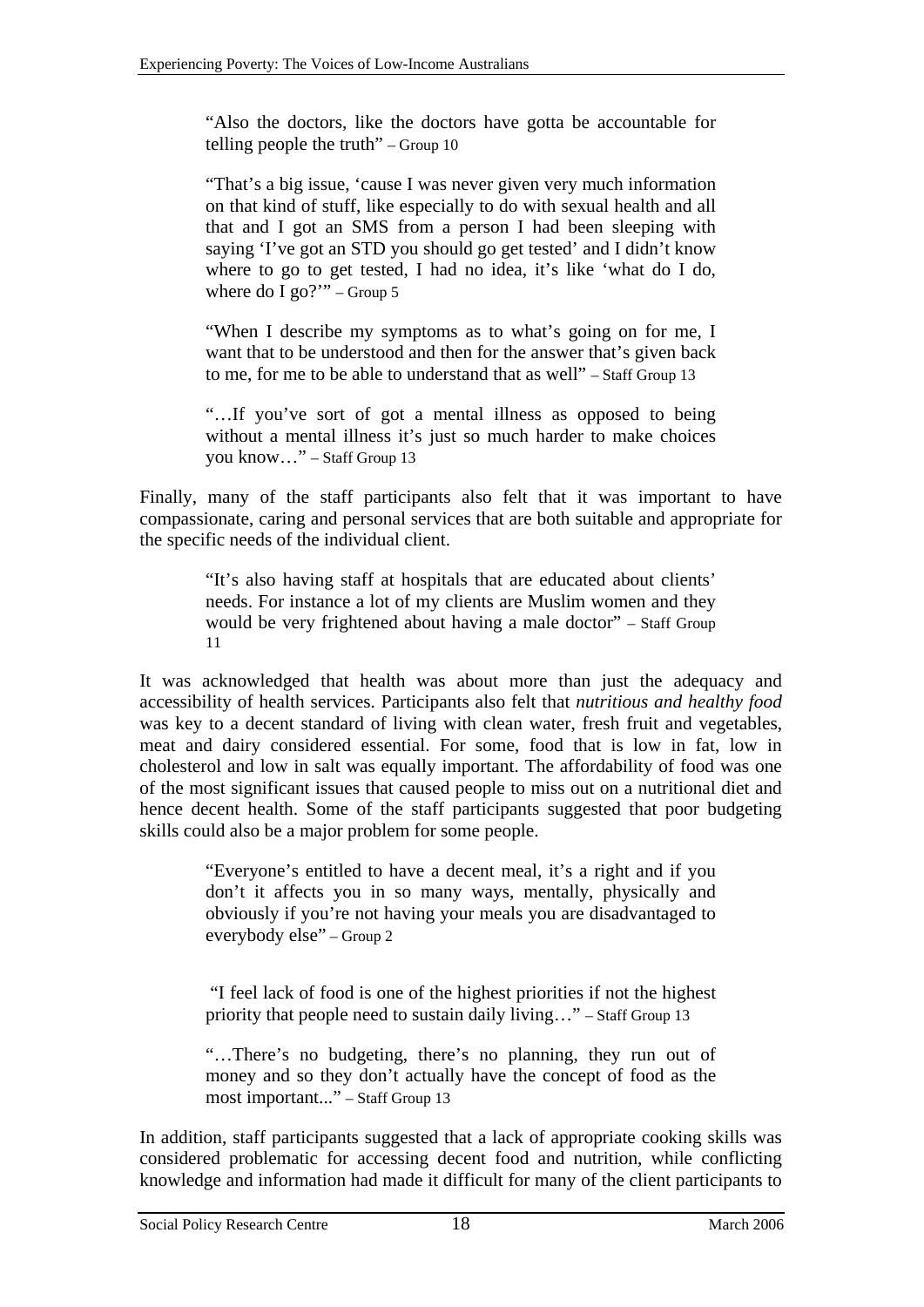> "Also the doctors, like the doctors have gotta be accountable for telling people the truth" – Group 10

> "That's a big issue, 'cause I was never given very much information on that kind of stuff, like especially to do with sexual health and all that and I got an SMS from a person I had been sleeping with saying 'I've got an STD you should go get tested' and I didn't know where to go to get tested, I had no idea, it's like 'what do I do, where do I go?'" – Group 5

> "When I describe my symptoms as to what's going on for me, I want that to be understood and then for the answer that's given back to me, for me to be able to understand that as well" – Staff Group 13

> "…If you've sort of got a mental illness as opposed to being without a mental illness it's just so much harder to make choices you know…" – Staff Group 13

Finally, many of the staff participants also felt that it was important to have compassionate, caring and personal services that are both suitable and appropriate for the specific needs of the individual client.

> "It's also having staff at hospitals that are educated about clients' needs. For instance a lot of my clients are Muslim women and they would be very frightened about having a male doctor" – Staff Group 11

It was acknowledged that health was about more than just the adequacy and accessibility of health services. Participants also felt that *nutritious and healthy food* was key to a decent standard of living with clean water, fresh fruit and vegetables, meat and dairy considered essential. For some, food that is low in fat, low in cholesterol and low in salt was equally important. The affordability of food was one of the most significant issues that caused people to miss out on a nutritional diet and hence decent health. Some of the staff participants suggested that poor budgeting skills could also be a major problem for some people.

> "Everyone's entitled to have a decent meal, it's a right and if you don't it affects you in so many ways, mentally, physically and obviously if you're not having your meals you are disadvantaged to everybody else" – Group 2

> "I feel lack of food is one of the highest priorities if not the highest priority that people need to sustain daily living…" – Staff Group 13

> "…There's no budgeting, there's no planning, they run out of money and so they don't actually have the concept of food as the most important..." – Staff Group 13

In addition, staff participants suggested that a lack of appropriate cooking skills was considered problematic for accessing decent food and nutrition, while conflicting knowledge and information had made it difficult for many of the client participants to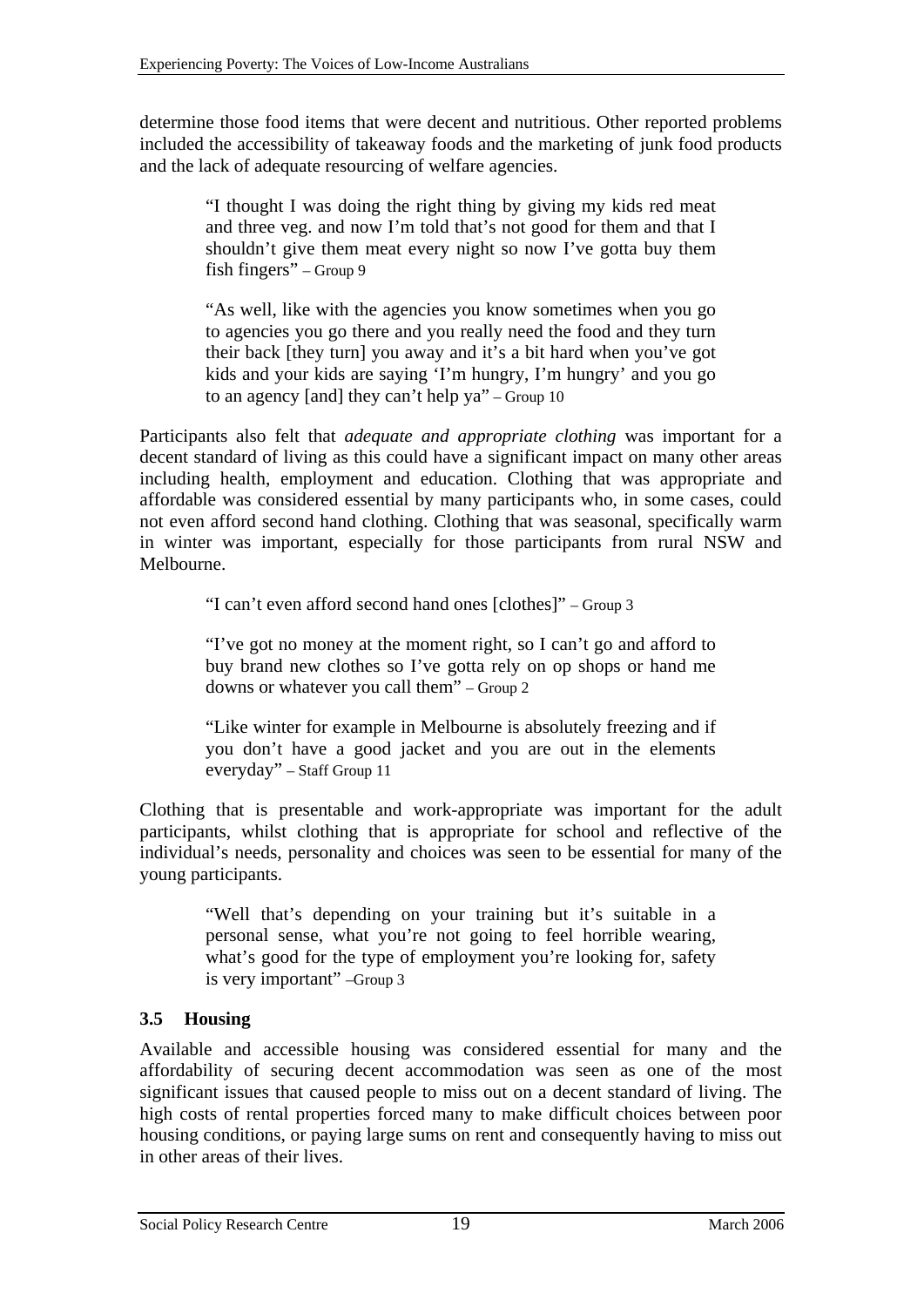determine those food items that were decent and nutritious. Other reported problems included the accessibility of takeaway foods and the marketing of junk food products and the lack of adequate resourcing of welfare agencies.

> "I thought I was doing the right thing by giving my kids red meat and three veg. and now I'm told that's not good for them and that I shouldn't give them meat every night so now I've gotta buy them fish fingers" – Group 9

> "As well, like with the agencies you know sometimes when you go to agencies you go there and you really need the food and they turn their back [they turn] you away and it's a bit hard when you've got kids and your kids are saying 'I'm hungry, I'm hungry' and you go to an agency [and] they can't help ya" – Group 10

Participants also felt that *adequate and appropriate clothing* was important for a decent standard of living as this could have a significant impact on many other areas including health, employment and education. Clothing that was appropriate and affordable was considered essential by many participants who, in some cases, could not even afford second hand clothing. Clothing that was seasonal, specifically warm in winter was important, especially for those participants from rural NSW and Melbourne.

> "I can't even afford second hand ones [clothes]" – Group 3

> "I've got no money at the moment right, so I can't go and afford to buy brand new clothes so I've gotta rely on op shops or hand me downs or whatever you call them" – Group 2

> "Like winter for example in Melbourne is absolutely freezing and if you don't have a good jacket and you are out in the elements everyday" – Staff Group 11

Clothing that is presentable and work-appropriate was important for the adult participants, whilst clothing that is appropriate for school and reflective of the individual's needs, personality and choices was seen to be essential for many of the young participants.

> "Well that's depending on your training but it's suitable in a personal sense, what you're not going to feel horrible wearing, what's good for the type of employment you're looking for, safety is very important" –Group 3

### 3.5 Housing

Available and accessible housing was considered essential for many and the affordability of securing decent accommodation was seen as one of the most significant issues that caused people to miss out on a decent standard of living. The high costs of rental properties forced many to make difficult choices between poor housing conditions, or paying large sums on rent and consequently having to miss out in other areas of their lives.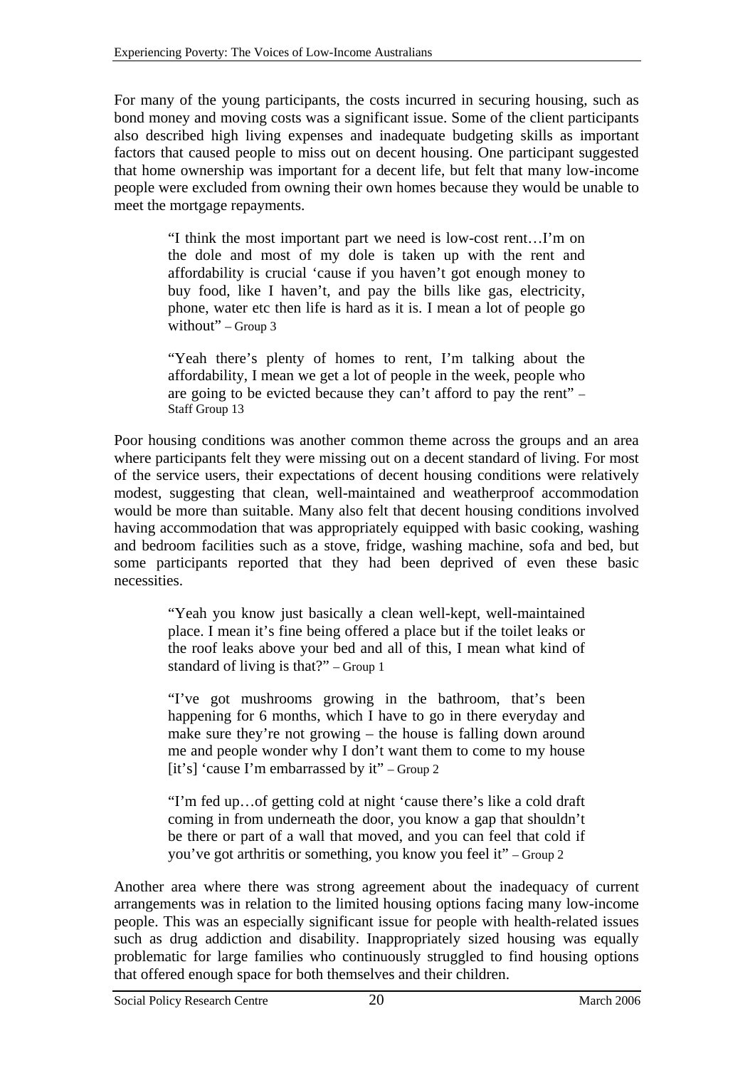For many of the young participants, the costs incurred in securing housing, such as bond money and moving costs was a significant issue. Some of the client participants also described high living expenses and inadequate budgeting skills as important factors that caused people to miss out on decent housing. One participant suggested that home ownership was important for a decent life, but felt that many low-income people were excluded from owning their own homes because they would be unable to meet the mortgage repayments.

> "I think the most important part we need is low-cost rent…I'm on the dole and most of my dole is taken up with the rent and affordability is crucial 'cause if you haven't got enough money to buy food, like I haven't, and pay the bills like gas, electricity, phone, water etc then life is hard as it is. I mean a lot of people go without" – Group 3

> "Yeah there's plenty of homes to rent, I'm talking about the affordability, I mean we get a lot of people in the week, people who are going to be evicted because they can't afford to pay the rent" – Staff Group 13

Poor housing conditions was another common theme across the groups and an area where participants felt they were missing out on a decent standard of living. For most of the service users, their expectations of decent housing conditions were relatively modest, suggesting that clean, well-maintained and weatherproof accommodation would be more than suitable. Many also felt that decent housing conditions involved having accommodation that was appropriately equipped with basic cooking, washing and bedroom facilities such as a stove, fridge, washing machine, sofa and bed, but some participants reported that they had been deprived of even these basic necessities.

> "Yeah you know just basically a clean well-kept, well-maintained place. I mean it's fine being offered a place but if the toilet leaks or the roof leaks above your bed and all of this, I mean what kind of standard of living is that?" – Group 1

> "I've got mushrooms growing in the bathroom, that's been happening for 6 months, which I have to go in there everyday and make sure they're not growing – the house is falling down around me and people wonder why I don't want them to come to my house [it's] 'cause I'm embarrassed by it" – Group 2

> "I'm fed up…of getting cold at night 'cause there's like a cold draft coming in from underneath the door, you know a gap that shouldn't be there or part of a wall that moved, and you can feel that cold if you've got arthritis or something, you know you feel it" – Group 2

Another area where there was strong agreement about the inadequacy of current arrangements was in relation to the limited housing options facing many low-income people. This was an especially significant issue for people with health-related issues such as drug addiction and disability. Inappropriately sized housing was equally problematic for large families who continuously struggled to find housing options that offered enough space for both themselves and their children.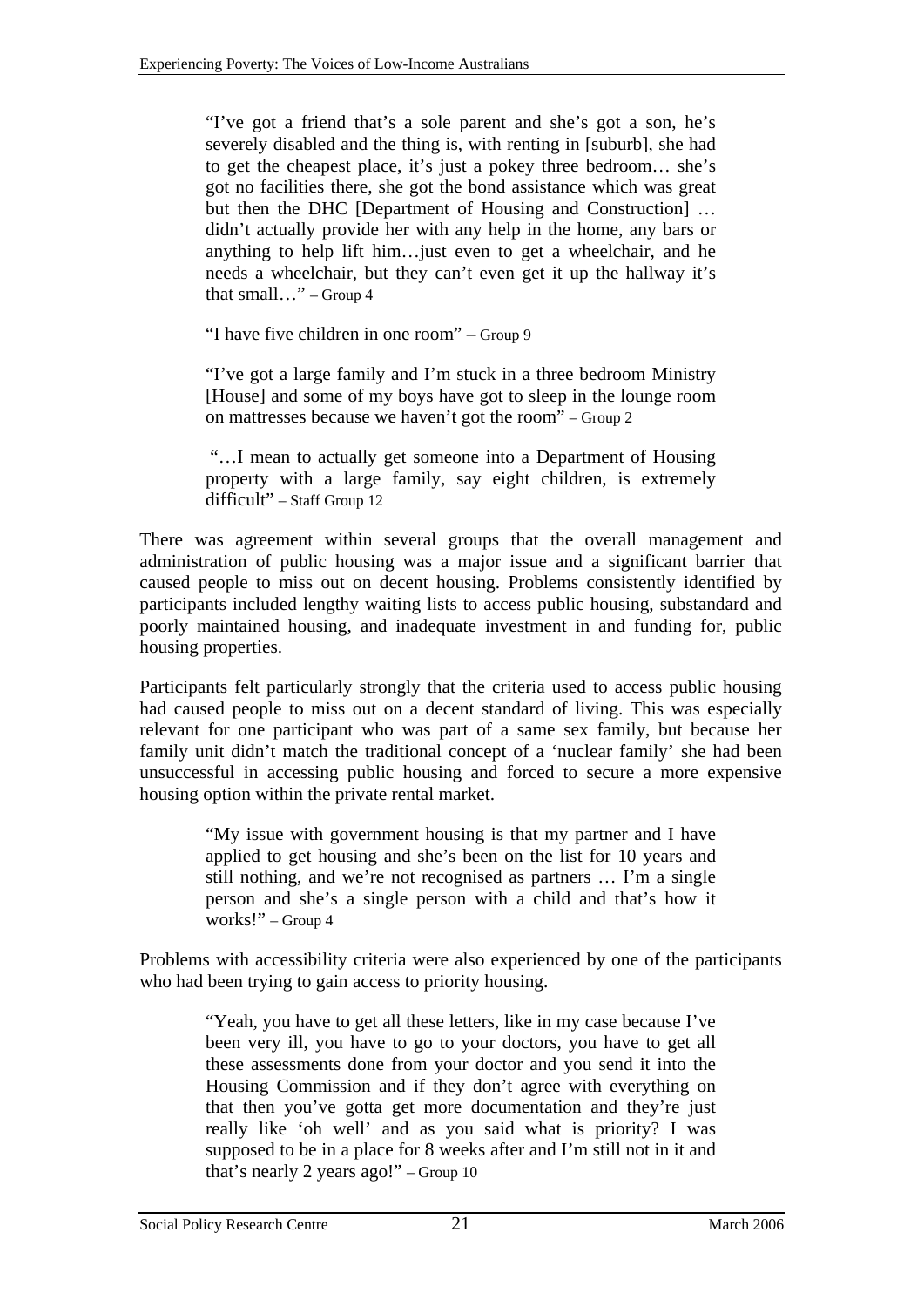> "I've got a friend that's a sole parent and she's got a son, he's severely disabled and the thing is, with renting in [suburb], she had to get the cheapest place, it's just a pokey three bedroom… she's got no facilities there, she got the bond assistance which was great but then the DHC [Department of Housing and Construction] … didn't actually provide her with any help in the home, any bars or anything to help lift him…just even to get a wheelchair, and he needs a wheelchair, but they can't even get it up the hallway it's that small…" – Group 4

> "I have five children in one room" – Group 9

> "I've got a large family and I'm stuck in a three bedroom Ministry [House] and some of my boys have got to sleep in the lounge room on mattresses because we haven't got the room" – Group 2

> "…I mean to actually get someone into a Department of Housing property with a large family, say eight children, is extremely difficult" – Staff Group 12

There was agreement within several groups that the overall management and administration of public housing was a major issue and a significant barrier that caused people to miss out on decent housing. Problems consistently identified by participants included lengthy waiting lists to access public housing, substandard and poorly maintained housing, and inadequate investment in and funding for, public housing properties.

Participants felt particularly strongly that the criteria used to access public housing had caused people to miss out on a decent standard of living. This was especially relevant for one participant who was part of a same sex family, but because her family unit didn't match the traditional concept of a 'nuclear family' she had been unsuccessful in accessing public housing and forced to secure a more expensive housing option within the private rental market.

> "My issue with government housing is that my partner and I have applied to get housing and she's been on the list for 10 years and still nothing, and we're not recognised as partners … I'm a single person and she's a single person with a child and that's how it works!" – Group 4

Problems with accessibility criteria were also experienced by one of the participants who had been trying to gain access to priority housing.

> "Yeah, you have to get all these letters, like in my case because I've been very ill, you have to go to your doctors, you have to get all these assessments done from your doctor and you send it into the Housing Commission and if they don't agree with everything on that then you've gotta get more documentation and they're just really like 'oh well' and as you said what is priority? I was supposed to be in a place for 8 weeks after and I'm still not in it and that's nearly 2 years ago!" – Group 10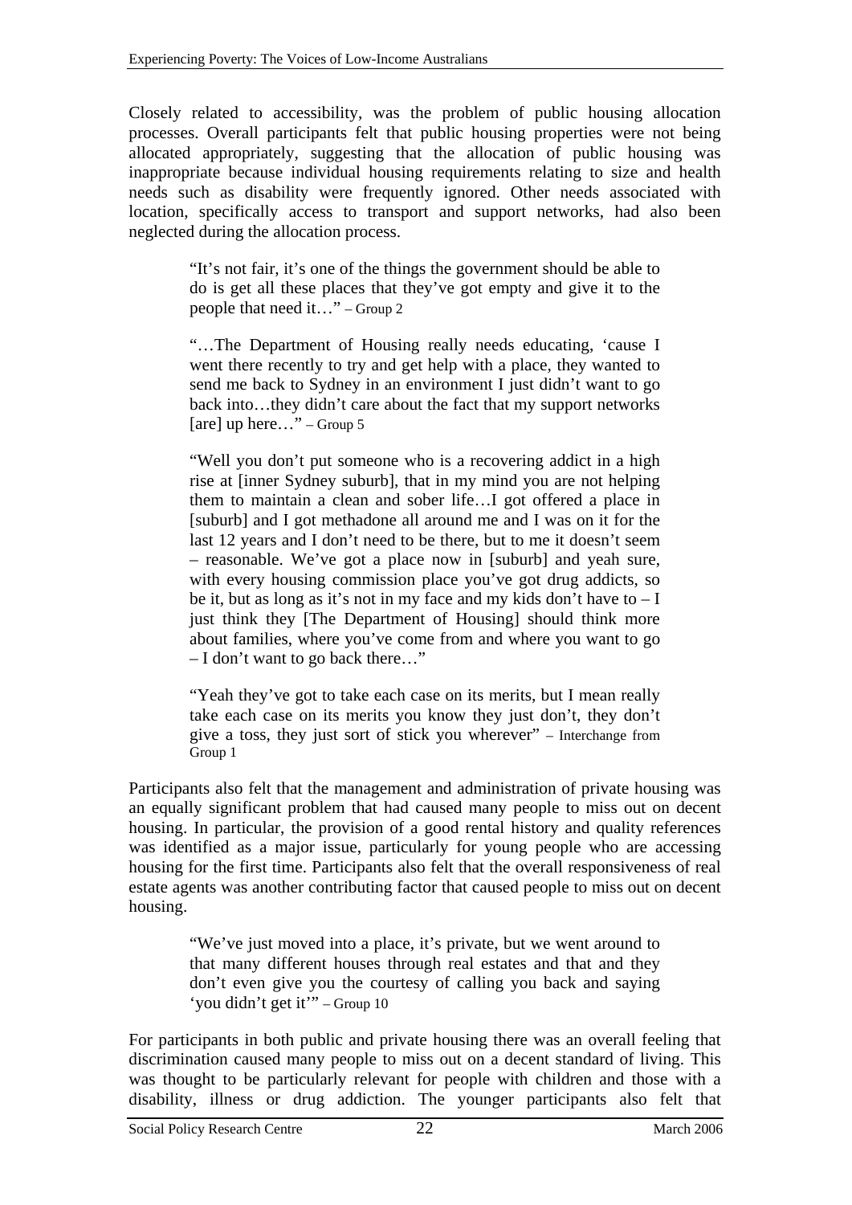Closely related to accessibility, was the problem of public housing allocation processes. Overall participants felt that public housing properties were not being allocated appropriately, suggesting that the allocation of public housing was inappropriate because individual housing requirements relating to size and health needs such as disability were frequently ignored. Other needs associated with location, specifically access to transport and support networks, had also been neglected during the allocation process.

> "It's not fair, it's one of the things the government should be able to do is get all these places that they've got empty and give it to the people that need it…" – Group 2

> "…The Department of Housing really needs educating, 'cause I went there recently to try and get help with a place, they wanted to send me back to Sydney in an environment I just didn't want to go back into…they didn't care about the fact that my support networks [are] up here…" – Group 5

> "Well you don't put someone who is a recovering addict in a high rise at [inner Sydney suburb], that in my mind you are not helping them to maintain a clean and sober life…I got offered a place in [suburb] and I got methadone all around me and I was on it for the last 12 years and I don't need to be there, but to me it doesn't seem – reasonable. We've got a place now in [suburb] and yeah sure, with every housing commission place you've got drug addicts, so be it, but as long as it's not in my face and my kids don't have to – I just think they [The Department of Housing] should think more about families, where you've come from and where you want to go – I don't want to go back there…"
>
> "Yeah they've got to take each case on its merits, but I mean really take each case on its merits you know they just don't, they don't give a toss, they just sort of stick you wherever" – Interchange from Group 1

Participants also felt that the management and administration of private housing was an equally significant problem that had caused many people to miss out on decent housing. In particular, the provision of a good rental history and quality references was identified as a major issue, particularly for young people who are accessing housing for the first time. Participants also felt that the overall responsiveness of real estate agents was another contributing factor that caused people to miss out on decent housing.

> "We've just moved into a place, it's private, but we went around to that many different houses through real estates and that and they don't even give you the courtesy of calling you back and saying 'you didn't get it'" – Group 10

For participants in both public and private housing there was an overall feeling that discrimination caused many people to miss out on a decent standard of living. This was thought to be particularly relevant for people with children and those with a disability, illness or drug addiction. The younger participants also felt that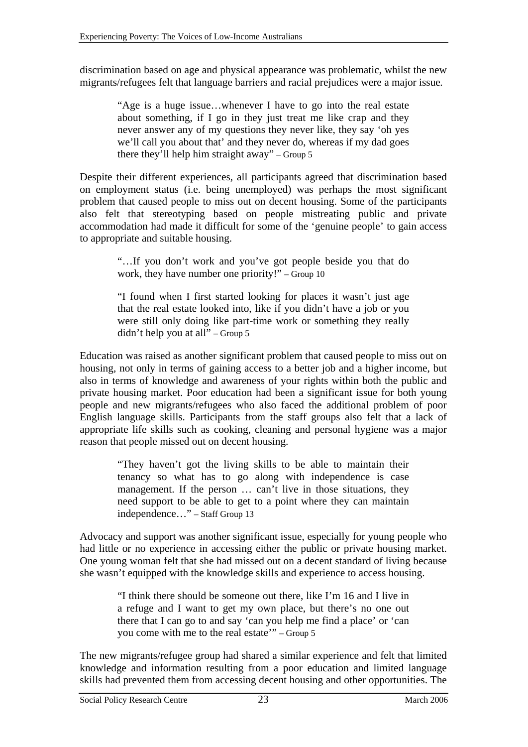discrimination based on age and physical appearance was problematic, whilst the new migrants/refugees felt that language barriers and racial prejudices were a major issue.

> "Age is a huge issue…whenever I have to go into the real estate about something, if I go in they just treat me like crap and they never answer any of my questions they never like, they say 'oh yes we'll call you about that' and they never do, whereas if my dad goes there they'll help him straight away" – Group 5

Despite their different experiences, all participants agreed that discrimination based on employment status (i.e. being unemployed) was perhaps the most significant problem that caused people to miss out on decent housing. Some of the participants also felt that stereotyping based on people mistreating public and private accommodation had made it difficult for some of the 'genuine people' to gain access to appropriate and suitable housing.

> "…If you don't work and you've got people beside you that do work, they have number one priority!" – Group 10

> "I found when I first started looking for places it wasn't just age that the real estate looked into, like if you didn't have a job or you were still only doing like part-time work or something they really didn't help you at all" – Group 5

Education was raised as another significant problem that caused people to miss out on housing, not only in terms of gaining access to a better job and a higher income, but also in terms of knowledge and awareness of your rights within both the public and private housing market. Poor education had been a significant issue for both young people and new migrants/refugees who also faced the additional problem of poor English language skills. Participants from the staff groups also felt that a lack of appropriate life skills such as cooking, cleaning and personal hygiene was a major reason that people missed out on decent housing.

> "They haven't got the living skills to be able to maintain their tenancy so what has to go along with independence is case management. If the person … can't live in those situations, they need support to be able to get to a point where they can maintain independence…" – Staff Group 13

Advocacy and support was another significant issue, especially for young people who had little or no experience in accessing either the public or private housing market. One young woman felt that she had missed out on a decent standard of living because she wasn't equipped with the knowledge skills and experience to access housing.

> "I think there should be someone out there, like I'm 16 and I live in a refuge and I want to get my own place, but there's no one out there that I can go to and say 'can you help me find a place' or 'can you come with me to the real estate'" – Group 5

The new migrants/refugee group had shared a similar experience and felt that limited knowledge and information resulting from a poor education and limited language skills had prevented them from accessing decent housing and other opportunities. The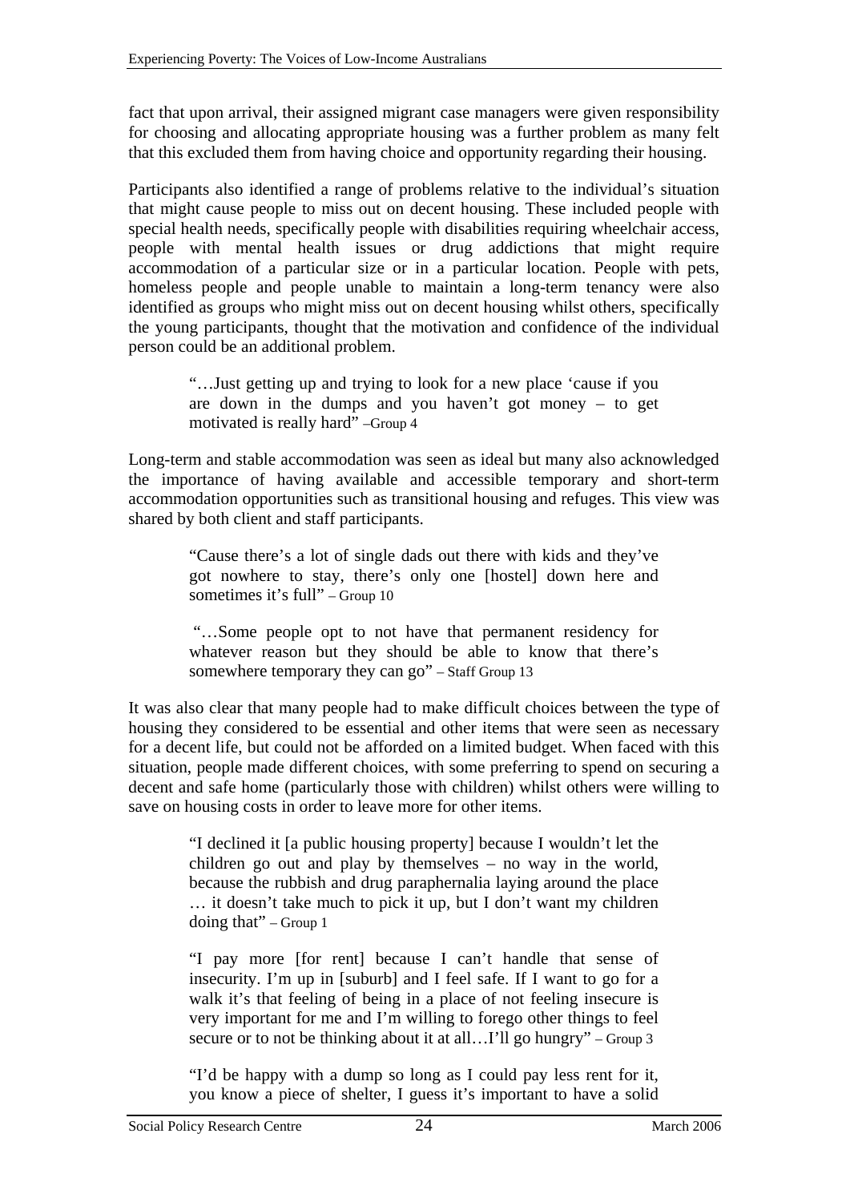fact that upon arrival, their assigned migrant case managers were given responsibility for choosing and allocating appropriate housing was a further problem as many felt that this excluded them from having choice and opportunity regarding their housing.

Participants also identified a range of problems relative to the individual's situation that might cause people to miss out on decent housing. These included people with special health needs, specifically people with disabilities requiring wheelchair access, people with mental health issues or drug addictions that might require accommodation of a particular size or in a particular location. People with pets, homeless people and people unable to maintain a long-term tenancy were also identified as groups who might miss out on decent housing whilst others, specifically the young participants, thought that the motivation and confidence of the individual person could be an additional problem.

> "…Just getting up and trying to look for a new place 'cause if you are down in the dumps and you haven't got money – to get motivated is really hard" –Group 4

Long-term and stable accommodation was seen as ideal but many also acknowledged the importance of having available and accessible temporary and short-term accommodation opportunities such as transitional housing and refuges. This view was shared by both client and staff participants.

> "Cause there's a lot of single dads out there with kids and they've got nowhere to stay, there's only one [hostel] down here and sometimes it's full" – Group 10

> "…Some people opt to not have that permanent residency for whatever reason but they should be able to know that there's somewhere temporary they can go" – Staff Group 13

It was also clear that many people had to make difficult choices between the type of housing they considered to be essential and other items that were seen as necessary for a decent life, but could not be afforded on a limited budget. When faced with this situation, people made different choices, with some preferring to spend on securing a decent and safe home (particularly those with children) whilst others were willing to save on housing costs in order to leave more for other items.

> "I declined it [a public housing property] because I wouldn't let the children go out and play by themselves – no way in the world, because the rubbish and drug paraphernalia laying around the place … it doesn't take much to pick it up, but I don't want my children doing that" – Group 1

> "I pay more [for rent] because I can't handle that sense of insecurity. I'm up in [suburb] and I feel safe. If I want to go for a walk it's that feeling of being in a place of not feeling insecure is very important for me and I'm willing to forego other things to feel secure or to not be thinking about it at all…I'll go hungry" – Group 3

> "I'd be happy with a dump so long as I could pay less rent for it, you know a piece of shelter, I guess it's important to have a solid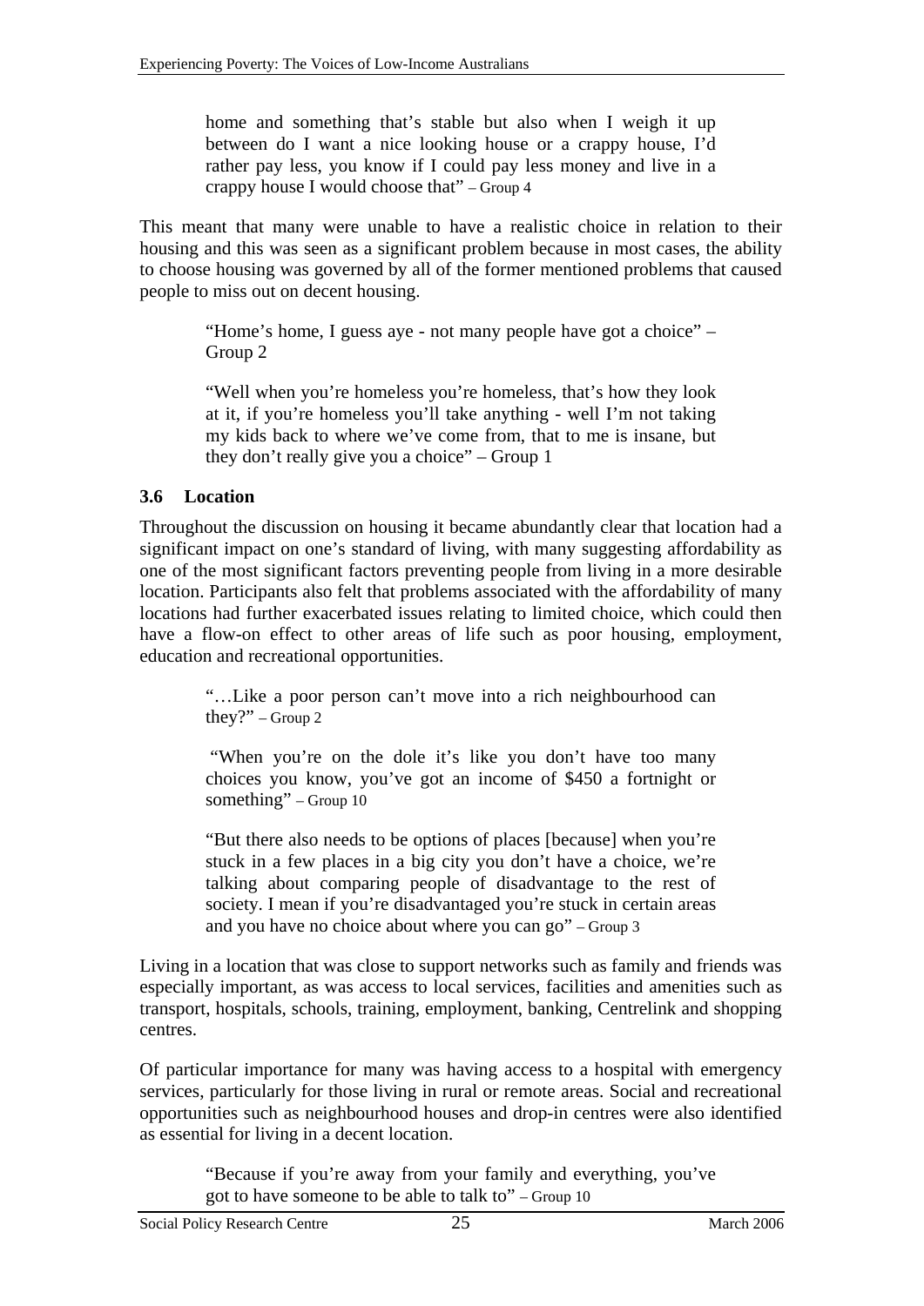> home and something that's stable but also when I weigh it up between do I want a nice looking house or a crappy house, I'd rather pay less, you know if I could pay less money and live in a crappy house I would choose that" – Group 4

This meant that many were unable to have a realistic choice in relation to their housing and this was seen as a significant problem because in most cases, the ability to choose housing was governed by all of the former mentioned problems that caused people to miss out on decent housing.

> "Home's home, I guess aye - not many people have got a choice" – Group 2

> "Well when you're homeless you're homeless, that's how they look at it, if you're homeless you'll take anything - well I'm not taking my kids back to where we've come from, that to me is insane, but they don't really give you a choice" – Group 1

### 3.6 Location

Throughout the discussion on housing it became abundantly clear that location had a significant impact on one's standard of living, with many suggesting affordability as one of the most significant factors preventing people from living in a more desirable location. Participants also felt that problems associated with the affordability of many locations had further exacerbated issues relating to limited choice, which could then have a flow-on effect to other areas of life such as poor housing, employment, education and recreational opportunities.

> "…Like a poor person can't move into a rich neighbourhood can they?" – Group 2

> "When you're on the dole it's like you don't have too many choices you know, you've got an income of $450 a fortnight or something" – Group 10

> "But there also needs to be options of places [because] when you're stuck in a few places in a big city you don't have a choice, we're talking about comparing people of disadvantage to the rest of society. I mean if you're disadvantaged you're stuck in certain areas and you have no choice about where you can go" – Group 3

Living in a location that was close to support networks such as family and friends was especially important, as was access to local services, facilities and amenities such as transport, hospitals, schools, training, employment, banking, Centrelink and shopping centres.

Of particular importance for many was having access to a hospital with emergency services, particularly for those living in rural or remote areas. Social and recreational opportunities such as neighbourhood houses and drop-in centres were also identified as essential for living in a decent location.

> "Because if you're away from your family and everything, you've got to have someone to be able to talk to" – Group 10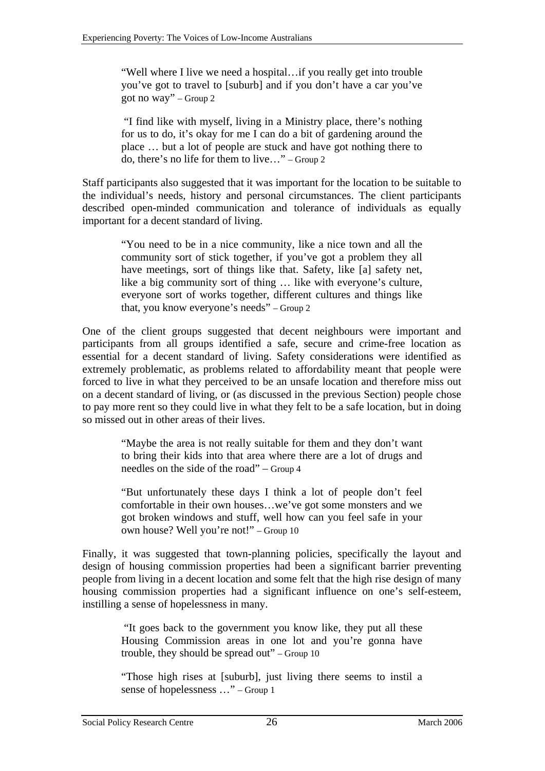> "Well where I live we need a hospital…if you really get into trouble you've got to travel to [suburb] and if you don't have a car you've got no way" – Group 2

> "I find like with myself, living in a Ministry place, there's nothing for us to do, it's okay for me I can do a bit of gardening around the place … but a lot of people are stuck and have got nothing there to do, there's no life for them to live…" – Group 2

Staff participants also suggested that it was important for the location to be suitable to the individual's needs, history and personal circumstances. The client participants described open-minded communication and tolerance of individuals as equally important for a decent standard of living.

> "You need to be in a nice community, like a nice town and all the community sort of stick together, if you've got a problem they all have meetings, sort of things like that. Safety, like [a] safety net, like a big community sort of thing … like with everyone's culture, everyone sort of works together, different cultures and things like that, you know everyone's needs" – Group 2

One of the client groups suggested that decent neighbours were important and participants from all groups identified a safe, secure and crime-free location as essential for a decent standard of living. Safety considerations were identified as extremely problematic, as problems related to affordability meant that people were forced to live in what they perceived to be an unsafe location and therefore miss out on a decent standard of living, or (as discussed in the previous Section) people chose to pay more rent so they could live in what they felt to be a safe location, but in doing so missed out in other areas of their lives.

> "Maybe the area is not really suitable for them and they don't want to bring their kids into that area where there are a lot of drugs and needles on the side of the road" – Group 4

> "But unfortunately these days I think a lot of people don't feel comfortable in their own houses…we've got some monsters and we got broken windows and stuff, well how can you feel safe in your own house? Well you're not!" – Group 10

Finally, it was suggested that town-planning policies, specifically the layout and design of housing commission properties had been a significant barrier preventing people from living in a decent location and some felt that the high rise design of many housing commission properties had a significant influence on one's self-esteem, instilling a sense of hopelessness in many.

> "It goes back to the government you know like, they put all these Housing Commission areas in one lot and you're gonna have trouble, they should be spread out" – Group 10

> "Those high rises at [suburb], just living there seems to instil a sense of hopelessness …" – Group 1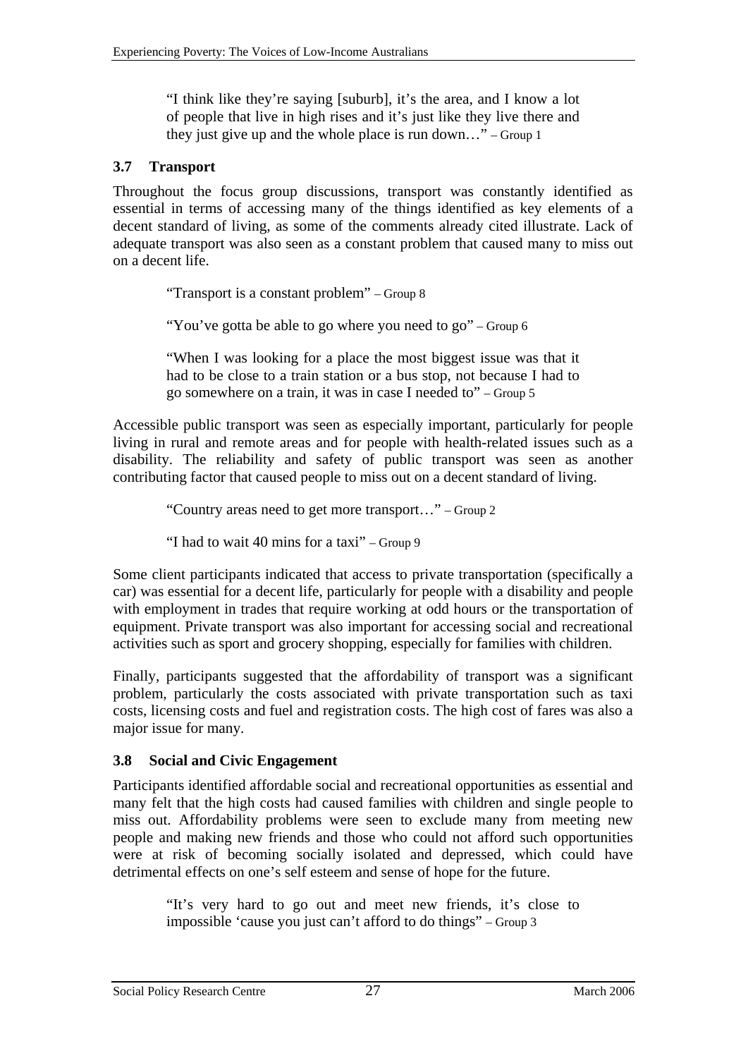> "I think like they're saying [suburb], it's the area, and I know a lot of people that live in high rises and it's just like they live there and they just give up and the whole place is run down…" – Group 1

### 3.7 Transport

Throughout the focus group discussions, transport was constantly identified as essential in terms of accessing many of the things identified as key elements of a decent standard of living, as some of the comments already cited illustrate. Lack of adequate transport was also seen as a constant problem that caused many to miss out on a decent life.

> "Transport is a constant problem" – Group 8

> "You've gotta be able to go where you need to go" – Group 6

> "When I was looking for a place the most biggest issue was that it had to be close to a train station or a bus stop, not because I had to go somewhere on a train, it was in case I needed to" – Group 5

Accessible public transport was seen as especially important, particularly for people living in rural and remote areas and for people with health-related issues such as a disability. The reliability and safety of public transport was seen as another contributing factor that caused people to miss out on a decent standard of living.

> "Country areas need to get more transport…" – Group 2

> "I had to wait 40 mins for a taxi" – Group 9

Some client participants indicated that access to private transportation (specifically a car) was essential for a decent life, particularly for people with a disability and people with employment in trades that require working at odd hours or the transportation of equipment. Private transport was also important for accessing social and recreational activities such as sport and grocery shopping, especially for families with children.

Finally, participants suggested that the affordability of transport was a significant problem, particularly the costs associated with private transportation such as taxi costs, licensing costs and fuel and registration costs. The high cost of fares was also a major issue for many.

### 3.8 Social and Civic Engagement

Participants identified affordable social and recreational opportunities as essential and many felt that the high costs had caused families with children and single people to miss out. Affordability problems were seen to exclude many from meeting new people and making new friends and those who could not afford such opportunities were at risk of becoming socially isolated and depressed, which could have detrimental effects on one's self esteem and sense of hope for the future.

> "It's very hard to go out and meet new friends, it's close to impossible 'cause you just can't afford to do things" – Group 3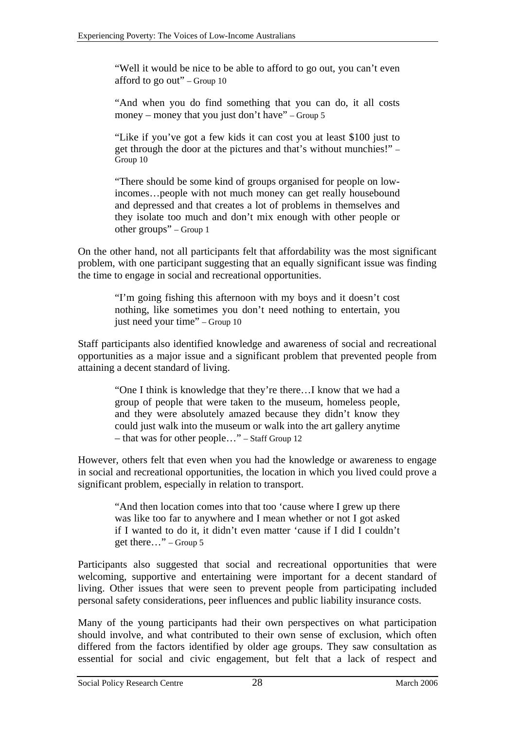> "Well it would be nice to be able to afford to go out, you can't even afford to go out" – Group 10

> "And when you do find something that you can do, it all costs money – money that you just don't have" – Group 5

> "Like if you've got a few kids it can cost you at least $100 just to get through the door at the pictures and that's without munchies!" – Group 10

> "There should be some kind of groups organised for people on low-incomes…people with not much money can get really housebound and depressed and that creates a lot of problems in themselves and they isolate too much and don't mix enough with other people or other groups" – Group 1

On the other hand, not all participants felt that affordability was the most significant problem, with one participant suggesting that an equally significant issue was finding the time to engage in social and recreational opportunities.

> "I'm going fishing this afternoon with my boys and it doesn't cost nothing, like sometimes you don't need nothing to entertain, you just need your time" – Group 10

Staff participants also identified knowledge and awareness of social and recreational opportunities as a major issue and a significant problem that prevented people from attaining a decent standard of living.

> "One I think is knowledge that they're there…I know that we had a group of people that were taken to the museum, homeless people, and they were absolutely amazed because they didn't know they could just walk into the museum or walk into the art gallery anytime – that was for other people…" – Staff Group 12

However, others felt that even when you had the knowledge or awareness to engage in social and recreational opportunities, the location in which you lived could prove a significant problem, especially in relation to transport.

> "And then location comes into that too 'cause where I grew up there was like too far to anywhere and I mean whether or not I got asked if I wanted to do it, it didn't even matter 'cause if I did I couldn't get there…" – Group 5

Participants also suggested that social and recreational opportunities that were welcoming, supportive and entertaining were important for a decent standard of living. Other issues that were seen to prevent people from participating included personal safety considerations, peer influences and public liability insurance costs.

Many of the young participants had their own perspectives on what participation should involve, and what contributed to their own sense of exclusion, which often differed from the factors identified by older age groups. They saw consultation as essential for social and civic engagement, but felt that a lack of respect and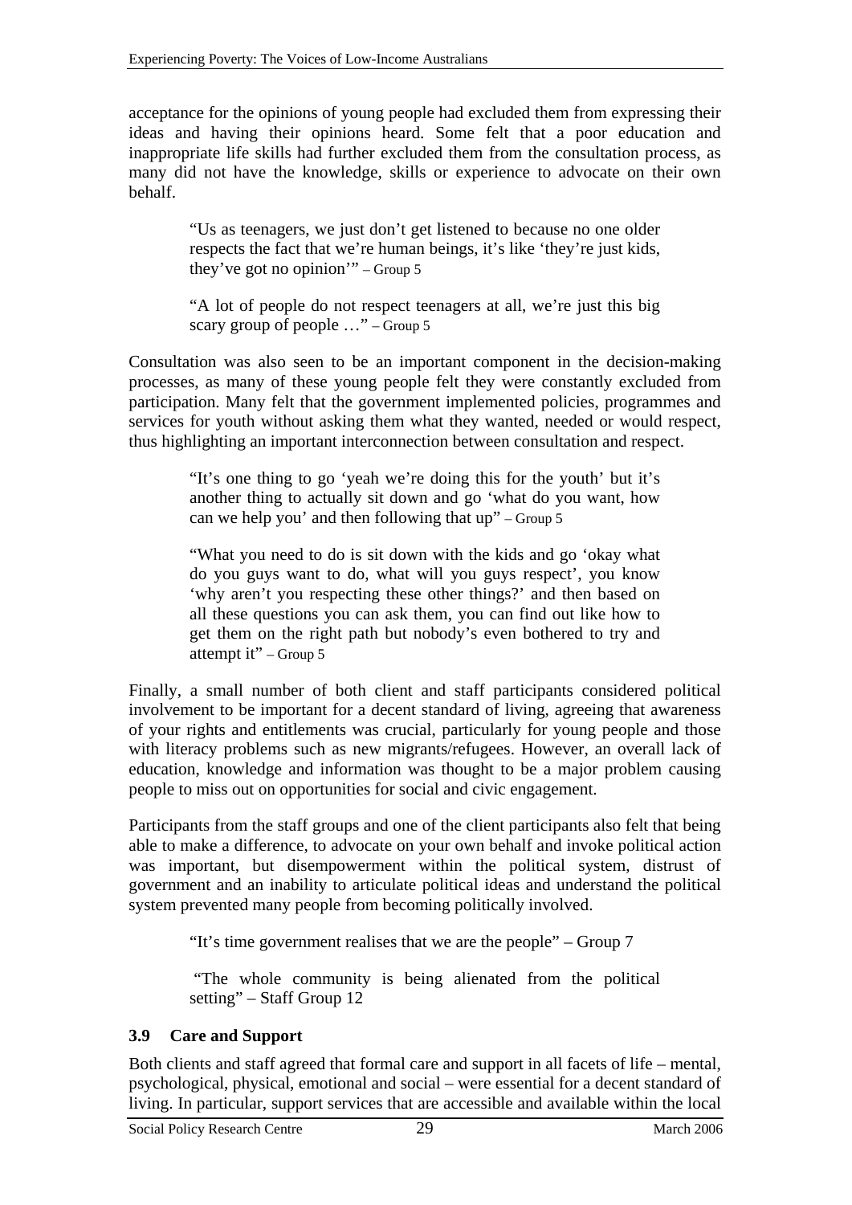acceptance for the opinions of young people had excluded them from expressing their ideas and having their opinions heard. Some felt that a poor education and inappropriate life skills had further excluded them from the consultation process, as many did not have the knowledge, skills or experience to advocate on their own behalf.

> "Us as teenagers, we just don't get listened to because no one older respects the fact that we're human beings, it's like 'they're just kids, they've got no opinion'" – Group 5

> "A lot of people do not respect teenagers at all, we're just this big scary group of people …" – Group 5

Consultation was also seen to be an important component in the decision-making processes, as many of these young people felt they were constantly excluded from participation. Many felt that the government implemented policies, programmes and services for youth without asking them what they wanted, needed or would respect, thus highlighting an important interconnection between consultation and respect.

> "It's one thing to go 'yeah we're doing this for the youth' but it's another thing to actually sit down and go 'what do you want, how can we help you' and then following that up" – Group 5

> "What you need to do is sit down with the kids and go 'okay what do you guys want to do, what will you guys respect', you know 'why aren't you respecting these other things?' and then based on all these questions you can ask them, you can find out like how to get them on the right path but nobody's even bothered to try and attempt it" – Group 5

Finally, a small number of both client and staff participants considered political involvement to be important for a decent standard of living, agreeing that awareness of your rights and entitlements was crucial, particularly for young people and those with literacy problems such as new migrants/refugees. However, an overall lack of education, knowledge and information was thought to be a major problem causing people to miss out on opportunities for social and civic engagement.

Participants from the staff groups and one of the client participants also felt that being able to make a difference, to advocate on your own behalf and invoke political action was important, but disempowerment within the political system, distrust of government and an inability to articulate political ideas and understand the political system prevented many people from becoming politically involved.

> "It's time government realises that we are the people" – Group 7

> "The whole community is being alienated from the political setting" – Staff Group 12

### 3.9 Care and Support

Both clients and staff agreed that formal care and support in all facets of life – mental, psychological, physical, emotional and social – were essential for a decent standard of living. In particular, support services that are accessible and available within the local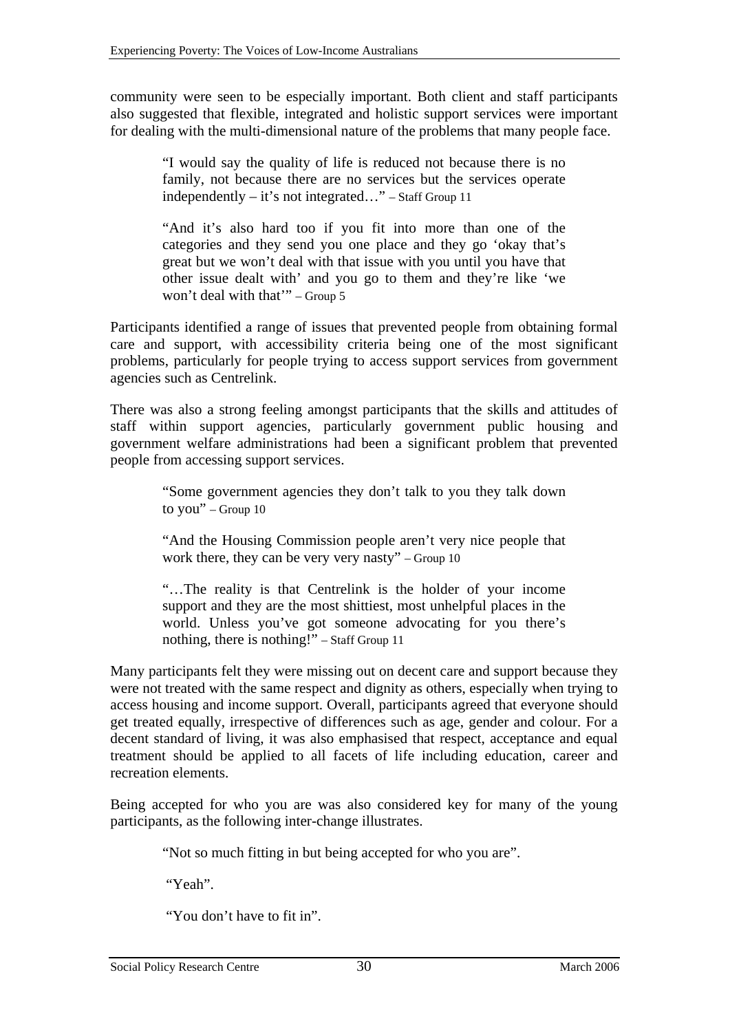community were seen to be especially important. Both client and staff participants also suggested that flexible, integrated and holistic support services were important for dealing with the multi-dimensional nature of the problems that many people face.

> "I would say the quality of life is reduced not because there is no family, not because there are no services but the services operate independently – it's not integrated…" – Staff Group 11

> "And it's also hard too if you fit into more than one of the categories and they send you one place and they go 'okay that's great but we won't deal with that issue with you until you have that other issue dealt with' and you go to them and they're like 'we won't deal with that'" – Group 5

Participants identified a range of issues that prevented people from obtaining formal care and support, with accessibility criteria being one of the most significant problems, particularly for people trying to access support services from government agencies such as Centrelink.

There was also a strong feeling amongst participants that the skills and attitudes of staff within support agencies, particularly government public housing and government welfare administrations had been a significant problem that prevented people from accessing support services.

> "Some government agencies they don't talk to you they talk down to you" – Group 10

> "And the Housing Commission people aren't very nice people that work there, they can be very very nasty" – Group 10

> "…The reality is that Centrelink is the holder of your income support and they are the most shittiest, most unhelpful places in the world. Unless you've got someone advocating for you there's nothing, there is nothing!" – Staff Group 11

Many participants felt they were missing out on decent care and support because they were not treated with the same respect and dignity as others, especially when trying to access housing and income support. Overall, participants agreed that everyone should get treated equally, irrespective of differences such as age, gender and colour. For a decent standard of living, it was also emphasised that respect, acceptance and equal treatment should be applied to all facets of life including education, career and recreation elements.

Being accepted for who you are was also considered key for many of the young participants, as the following inter-change illustrates.

> "Not so much fitting in but being accepted for who you are".
>
> "Yeah".
>
> "You don't have to fit in".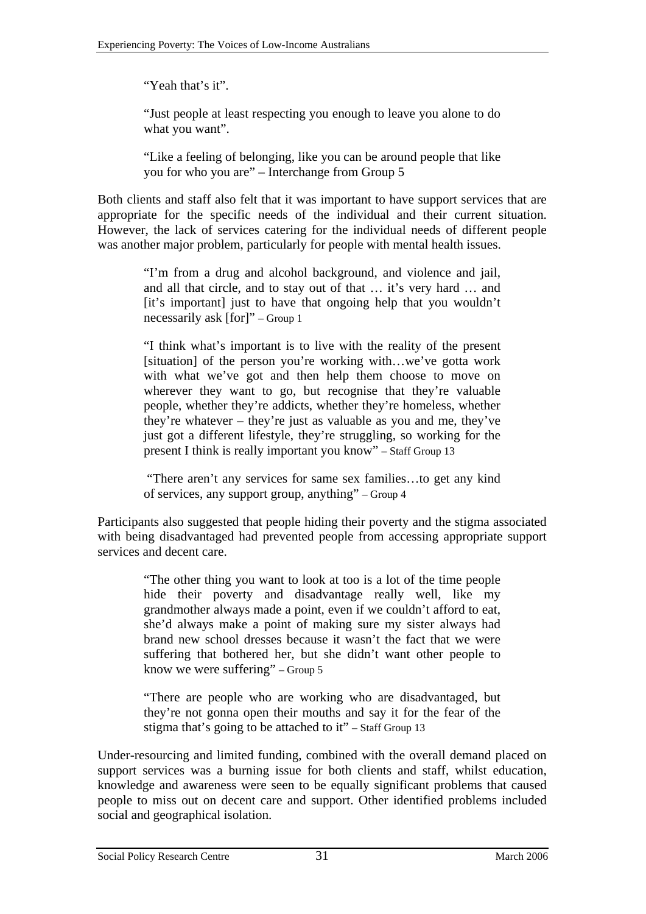> "Yeah that's it".
>
> "Just people at least respecting you enough to leave you alone to do what you want".
>
> "Like a feeling of belonging, like you can be around people that like you for who you are" – Interchange from Group 5

Both clients and staff also felt that it was important to have support services that are appropriate for the specific needs of the individual and their current situation. However, the lack of services catering for the individual needs of different people was another major problem, particularly for people with mental health issues.

> "I'm from a drug and alcohol background, and violence and jail, and all that circle, and to stay out of that … it's very hard … and [it's important] just to have that ongoing help that you wouldn't necessarily ask [for]" – Group 1
>
> "I think what's important is to live with the reality of the present [situation] of the person you're working with…we've gotta work with what we've got and then help them choose to move on wherever they want to go, but recognise that they're valuable people, whether they're addicts, whether they're homeless, whether they're whatever – they're just as valuable as you and me, they've just got a different lifestyle, they're struggling, so working for the present I think is really important you know" – Staff Group 13
>
> "There aren't any services for same sex families…to get any kind of services, any support group, anything" – Group 4

Participants also suggested that people hiding their poverty and the stigma associated with being disadvantaged had prevented people from accessing appropriate support services and decent care.

> "The other thing you want to look at too is a lot of the time people hide their poverty and disadvantage really well, like my grandmother always made a point, even if we couldn't afford to eat, she'd always make a point of making sure my sister always had brand new school dresses because it wasn't the fact that we were suffering that bothered her, but she didn't want other people to know we were suffering" – Group 5
>
> "There are people who are working who are disadvantaged, but they're not gonna open their mouths and say it for the fear of the stigma that's going to be attached to it" – Staff Group 13

Under-resourcing and limited funding, combined with the overall demand placed on support services was a burning issue for both clients and staff, whilst education, knowledge and awareness were seen to be equally significant problems that caused people to miss out on decent care and support. Other identified problems included social and geographical isolation.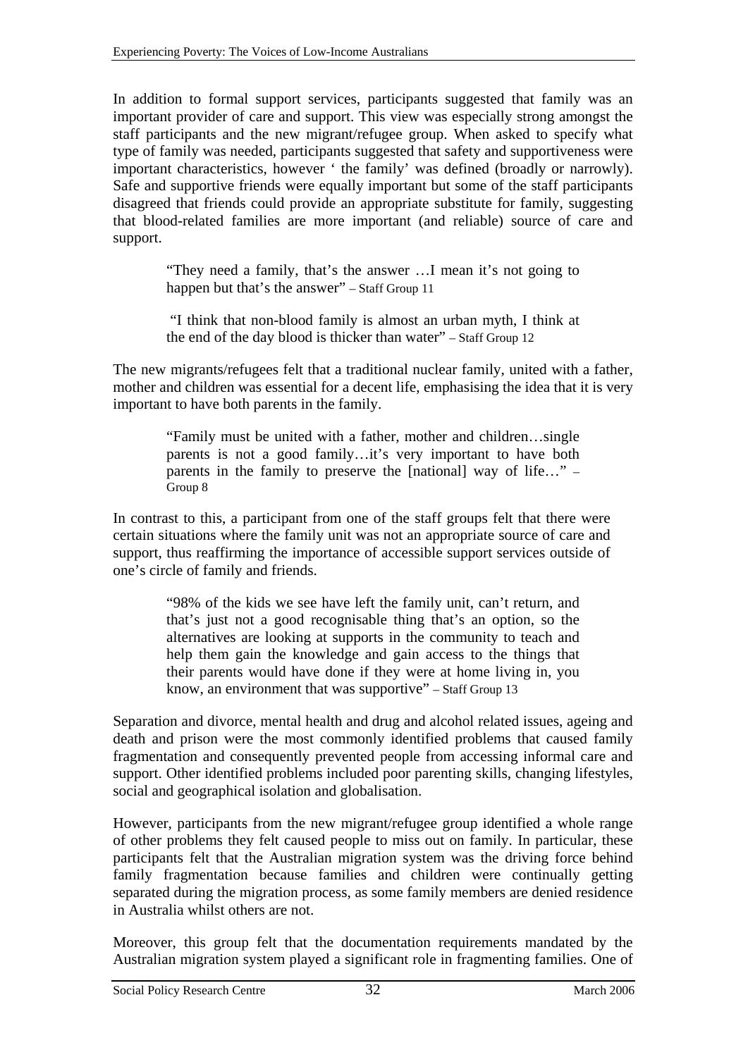In addition to formal support services, participants suggested that family was an important provider of care and support. This view was especially strong amongst the staff participants and the new migrant/refugee group. When asked to specify what type of family was needed, participants suggested that safety and supportiveness were important characteristics, however ' the family' was defined (broadly or narrowly). Safe and supportive friends were equally important but some of the staff participants disagreed that friends could provide an appropriate substitute for family, suggesting that blood-related families are more important (and reliable) source of care and support.

> "They need a family, that's the answer …I mean it's not going to happen but that's the answer" – Staff Group 11

> "I think that non-blood family is almost an urban myth, I think at the end of the day blood is thicker than water" – Staff Group 12

The new migrants/refugees felt that a traditional nuclear family, united with a father, mother and children was essential for a decent life, emphasising the idea that it is very important to have both parents in the family.

> "Family must be united with a father, mother and children…single parents is not a good family…it's very important to have both parents in the family to preserve the [national] way of life…" – Group 8

In contrast to this, a participant from one of the staff groups felt that there were certain situations where the family unit was not an appropriate source of care and support, thus reaffirming the importance of accessible support services outside of one's circle of family and friends.

> "98% of the kids we see have left the family unit, can't return, and that's just not a good recognisable thing that's an option, so the alternatives are looking at supports in the community to teach and help them gain the knowledge and gain access to the things that their parents would have done if they were at home living in, you know, an environment that was supportive" – Staff Group 13

Separation and divorce, mental health and drug and alcohol related issues, ageing and death and prison were the most commonly identified problems that caused family fragmentation and consequently prevented people from accessing informal care and support. Other identified problems included poor parenting skills, changing lifestyles, social and geographical isolation and globalisation.

However, participants from the new migrant/refugee group identified a whole range of other problems they felt caused people to miss out on family. In particular, these participants felt that the Australian migration system was the driving force behind family fragmentation because families and children were continually getting separated during the migration process, as some family members are denied residence in Australia whilst others are not.

Moreover, this group felt that the documentation requirements mandated by the Australian migration system played a significant role in fragmenting families. One of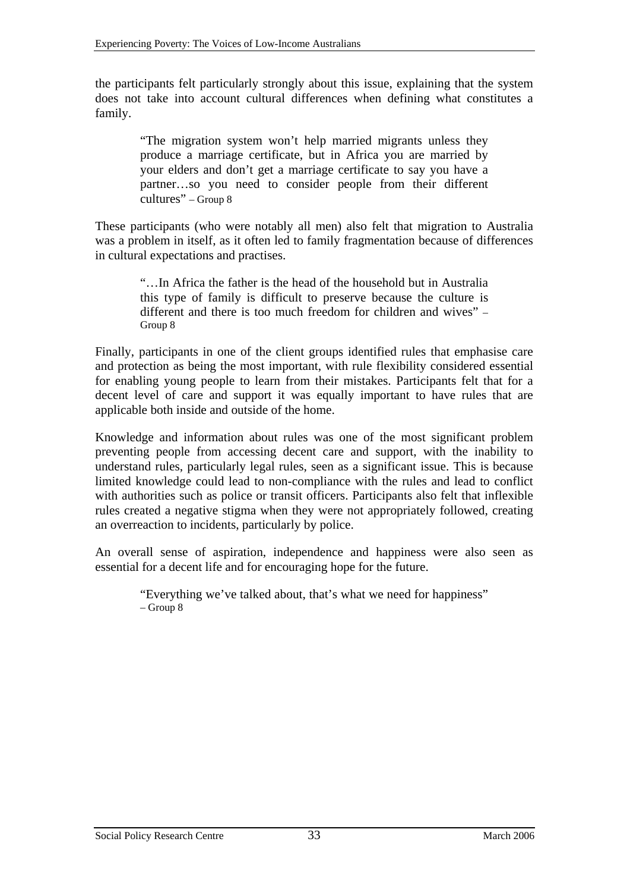the participants felt particularly strongly about this issue, explaining that the system does not take into account cultural differences when defining what constitutes a family.

> "The migration system won't help married migrants unless they produce a marriage certificate, but in Africa you are married by your elders and don't get a marriage certificate to say you have a partner…so you need to consider people from their different cultures" – Group 8

These participants (who were notably all men) also felt that migration to Australia was a problem in itself, as it often led to family fragmentation because of differences in cultural expectations and practises.

> "…In Africa the father is the head of the household but in Australia this type of family is difficult to preserve because the culture is different and there is too much freedom for children and wives" – Group 8

Finally, participants in one of the client groups identified rules that emphasise care and protection as being the most important, with rule flexibility considered essential for enabling young people to learn from their mistakes. Participants felt that for a decent level of care and support it was equally important to have rules that are applicable both inside and outside of the home.

Knowledge and information about rules was one of the most significant problem preventing people from accessing decent care and support, with the inability to understand rules, particularly legal rules, seen as a significant issue. This is because limited knowledge could lead to non-compliance with the rules and lead to conflict with authorities such as police or transit officers. Participants also felt that inflexible rules created a negative stigma when they were not appropriately followed, creating an overreaction to incidents, particularly by police.

An overall sense of aspiration, independence and happiness were also seen as essential for a decent life and for encouraging hope for the future.

> "Everything we've talked about, that's what we need for happiness" – Group 8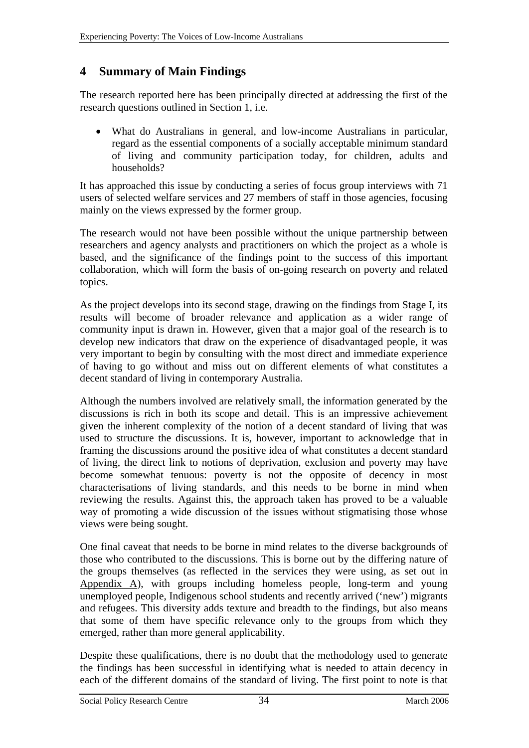## 4 Summary of Main Findings

The research reported here has been principally directed at addressing the first of the research questions outlined in Section 1, i.e.

- What do Australians in general, and low-income Australians in particular, regard as the essential components of a socially acceptable minimum standard of living and community participation today, for children, adults and households?

It has approached this issue by conducting a series of focus group interviews with 71 users of selected welfare services and 27 members of staff in those agencies, focusing mainly on the views expressed by the former group.

The research would not have been possible without the unique partnership between researchers and agency analysts and practitioners on which the project as a whole is based, and the significance of the findings point to the success of this important collaboration, which will form the basis of on-going research on poverty and related topics.

As the project develops into its second stage, drawing on the findings from Stage I, its results will become of broader relevance and application as a wider range of community input is drawn in. However, given that a major goal of the research is to develop new indicators that draw on the experience of disadvantaged people, it was very important to begin by consulting with the most direct and immediate experience of having to go without and miss out on different elements of what constitutes a decent standard of living in contemporary Australia.

Although the numbers involved are relatively small, the information generated by the discussions is rich in both its scope and detail. This is an impressive achievement given the inherent complexity of the notion of a decent standard of living that was used to structure the discussions. It is, however, important to acknowledge that in framing the discussions around the positive idea of what constitutes a decent standard of living, the direct link to notions of deprivation, exclusion and poverty may have become somewhat tenuous: poverty is not the opposite of decency in most characterisations of living standards, and this needs to be borne in mind when reviewing the results. Against this, the approach taken has proved to be a valuable way of promoting a wide discussion of the issues without stigmatising those whose views were being sought.

One final caveat that needs to be borne in mind relates to the diverse backgrounds of those who contributed to the discussions. This is borne out by the differing nature of the groups themselves (as reflected in the services they were using, as set out in Appendix A), with groups including homeless people, long-term and young unemployed people, Indigenous school students and recently arrived ('new') migrants and refugees. This diversity adds texture and breadth to the findings, but also means that some of them have specific relevance only to the groups from which they emerged, rather than more general applicability.

Despite these qualifications, there is no doubt that the methodology used to generate the findings has been successful in identifying what is needed to attain decency in each of the different domains of the standard of living. The first point to note is that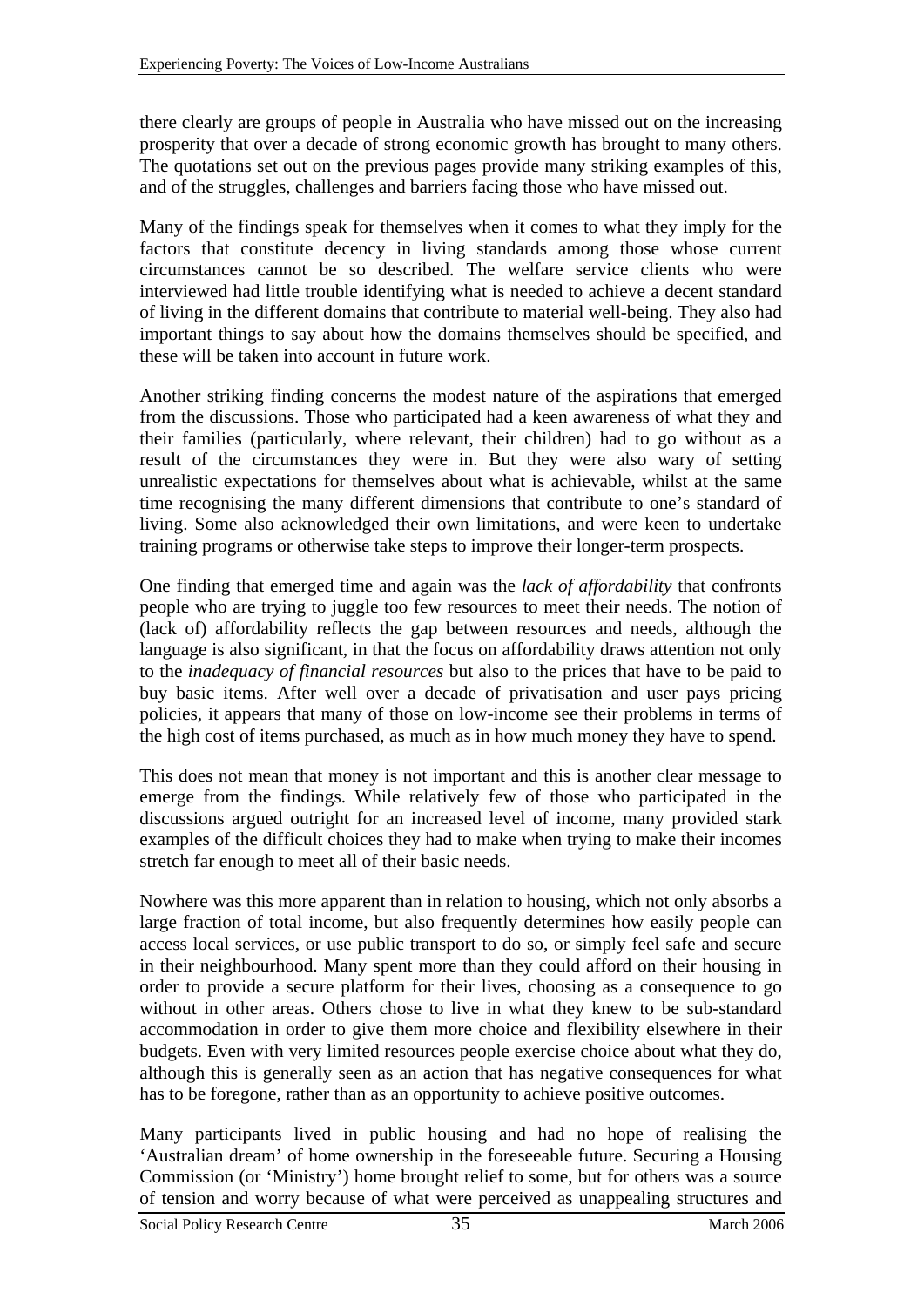there clearly are groups of people in Australia who have missed out on the increasing prosperity that over a decade of strong economic growth has brought to many others. The quotations set out on the previous pages provide many striking examples of this, and of the struggles, challenges and barriers facing those who have missed out.

Many of the findings speak for themselves when it comes to what they imply for the factors that constitute decency in living standards among those whose current circumstances cannot be so described. The welfare service clients who were interviewed had little trouble identifying what is needed to achieve a decent standard of living in the different domains that contribute to material well-being. They also had important things to say about how the domains themselves should be specified, and these will be taken into account in future work.

Another striking finding concerns the modest nature of the aspirations that emerged from the discussions. Those who participated had a keen awareness of what they and their families (particularly, where relevant, their children) had to go without as a result of the circumstances they were in. But they were also wary of setting unrealistic expectations for themselves about what is achievable, whilst at the same time recognising the many different dimensions that contribute to one's standard of living. Some also acknowledged their own limitations, and were keen to undertake training programs or otherwise take steps to improve their longer-term prospects.

One finding that emerged time and again was the *lack of affordability* that confronts people who are trying to juggle too few resources to meet their needs. The notion of (lack of) affordability reflects the gap between resources and needs, although the language is also significant, in that the focus on affordability draws attention not only to the *inadequacy of financial resources* but also to the prices that have to be paid to buy basic items. After well over a decade of privatisation and user pays pricing policies, it appears that many of those on low-income see their problems in terms of the high cost of items purchased, as much as in how much money they have to spend.

This does not mean that money is not important and this is another clear message to emerge from the findings. While relatively few of those who participated in the discussions argued outright for an increased level of income, many provided stark examples of the difficult choices they had to make when trying to make their incomes stretch far enough to meet all of their basic needs.

Nowhere was this more apparent than in relation to housing, which not only absorbs a large fraction of total income, but also frequently determines how easily people can access local services, or use public transport to do so, or simply feel safe and secure in their neighbourhood. Many spent more than they could afford on their housing in order to provide a secure platform for their lives, choosing as a consequence to go without in other areas. Others chose to live in what they knew to be sub-standard accommodation in order to give them more choice and flexibility elsewhere in their budgets. Even with very limited resources people exercise choice about what they do, although this is generally seen as an action that has negative consequences for what has to be foregone, rather than as an opportunity to achieve positive outcomes.

Many participants lived in public housing and had no hope of realising the 'Australian dream' of home ownership in the foreseeable future. Securing a Housing Commission (or 'Ministry') home brought relief to some, but for others was a source of tension and worry because of what were perceived as unappealing structures and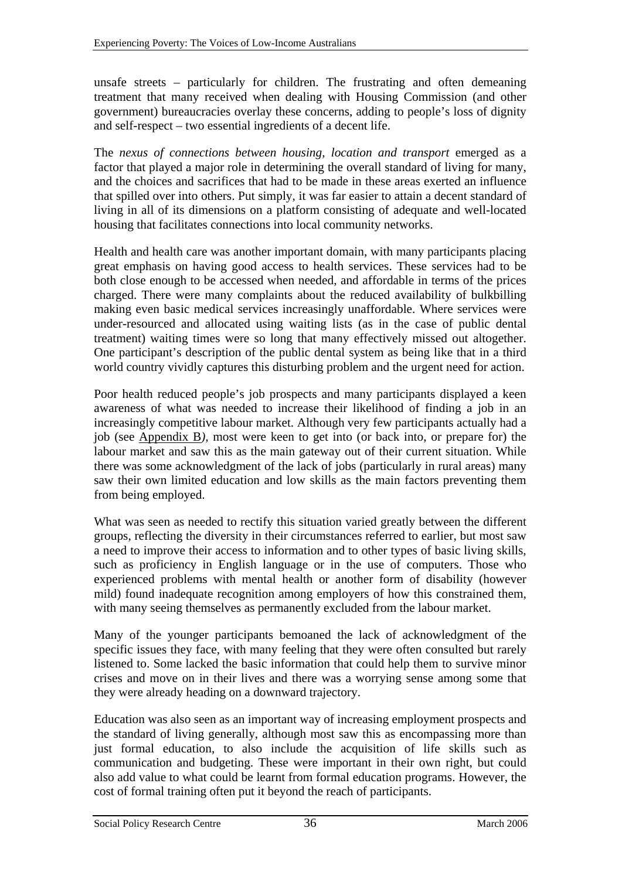unsafe streets – particularly for children. The frustrating and often demeaning treatment that many received when dealing with Housing Commission (and other government) bureaucracies overlay these concerns, adding to people's loss of dignity and self-respect – two essential ingredients of a decent life.

The *nexus of connections between housing, location and transport* emerged as a factor that played a major role in determining the overall standard of living for many, and the choices and sacrifices that had to be made in these areas exerted an influence that spilled over into others. Put simply, it was far easier to attain a decent standard of living in all of its dimensions on a platform consisting of adequate and well-located housing that facilitates connections into local community networks.

Health and health care was another important domain, with many participants placing great emphasis on having good access to health services. These services had to be both close enough to be accessed when needed, and affordable in terms of the prices charged. There were many complaints about the reduced availability of bulkbilling making even basic medical services increasingly unaffordable. Where services were under-resourced and allocated using waiting lists (as in the case of public dental treatment) waiting times were so long that many effectively missed out altogether. One participant's description of the public dental system as being like that in a third world country vividly captures this disturbing problem and the urgent need for action.

Poor health reduced people's job prospects and many participants displayed a keen awareness of what was needed to increase their likelihood of finding a job in an increasingly competitive labour market. Although very few participants actually had a job (see Appendix B*)*, most were keen to get into (or back into, or prepare for) the labour market and saw this as the main gateway out of their current situation. While there was some acknowledgment of the lack of jobs (particularly in rural areas) many saw their own limited education and low skills as the main factors preventing them from being employed.

What was seen as needed to rectify this situation varied greatly between the different groups, reflecting the diversity in their circumstances referred to earlier, but most saw a need to improve their access to information and to other types of basic living skills, such as proficiency in English language or in the use of computers. Those who experienced problems with mental health or another form of disability (however mild) found inadequate recognition among employers of how this constrained them, with many seeing themselves as permanently excluded from the labour market.

Many of the younger participants bemoaned the lack of acknowledgment of the specific issues they face, with many feeling that they were often consulted but rarely listened to. Some lacked the basic information that could help them to survive minor crises and move on in their lives and there was a worrying sense among some that they were already heading on a downward trajectory.

Education was also seen as an important way of increasing employment prospects and the standard of living generally, although most saw this as encompassing more than just formal education, to also include the acquisition of life skills such as communication and budgeting. These were important in their own right, but could also add value to what could be learnt from formal education programs. However, the cost of formal training often put it beyond the reach of participants.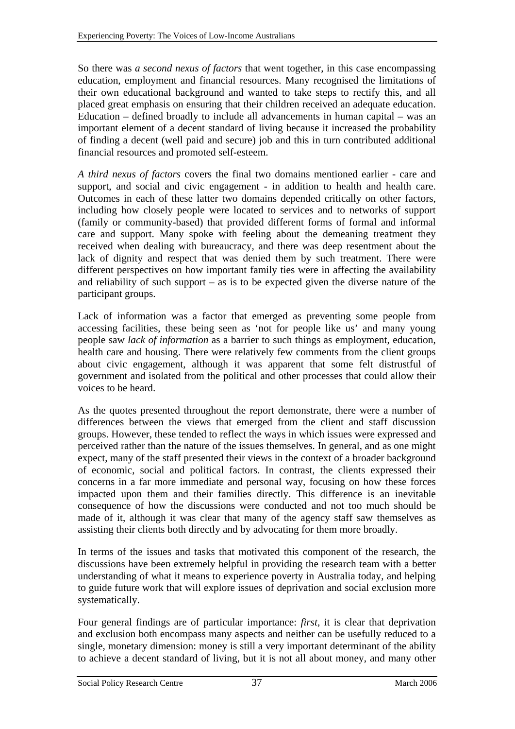So there was *a second nexus of factors* that went together, in this case encompassing education, employment and financial resources. Many recognised the limitations of their own educational background and wanted to take steps to rectify this, and all placed great emphasis on ensuring that their children received an adequate education. Education – defined broadly to include all advancements in human capital – was an important element of a decent standard of living because it increased the probability of finding a decent (well paid and secure) job and this in turn contributed additional financial resources and promoted self-esteem.

*A third nexus of factors* covers the final two domains mentioned earlier - care and support, and social and civic engagement - in addition to health and health care. Outcomes in each of these latter two domains depended critically on other factors, including how closely people were located to services and to networks of support (family or community-based) that provided different forms of formal and informal care and support. Many spoke with feeling about the demeaning treatment they received when dealing with bureaucracy, and there was deep resentment about the lack of dignity and respect that was denied them by such treatment. There were different perspectives on how important family ties were in affecting the availability and reliability of such support – as is to be expected given the diverse nature of the participant groups.

Lack of information was a factor that emerged as preventing some people from accessing facilities, these being seen as 'not for people like us' and many young people saw *lack of information* as a barrier to such things as employment, education, health care and housing. There were relatively few comments from the client groups about civic engagement, although it was apparent that some felt distrustful of government and isolated from the political and other processes that could allow their voices to be heard.

As the quotes presented throughout the report demonstrate, there were a number of differences between the views that emerged from the client and staff discussion groups. However, these tended to reflect the ways in which issues were expressed and perceived rather than the nature of the issues themselves. In general, and as one might expect, many of the staff presented their views in the context of a broader background of economic, social and political factors. In contrast, the clients expressed their concerns in a far more immediate and personal way, focusing on how these forces impacted upon them and their families directly. This difference is an inevitable consequence of how the discussions were conducted and not too much should be made of it, although it was clear that many of the agency staff saw themselves as assisting their clients both directly and by advocating for them more broadly.

In terms of the issues and tasks that motivated this component of the research, the discussions have been extremely helpful in providing the research team with a better understanding of what it means to experience poverty in Australia today, and helping to guide future work that will explore issues of deprivation and social exclusion more systematically.

Four general findings are of particular importance: *first*, it is clear that deprivation and exclusion both encompass many aspects and neither can be usefully reduced to a single, monetary dimension: money is still a very important determinant of the ability to achieve a decent standard of living, but it is not all about money, and many other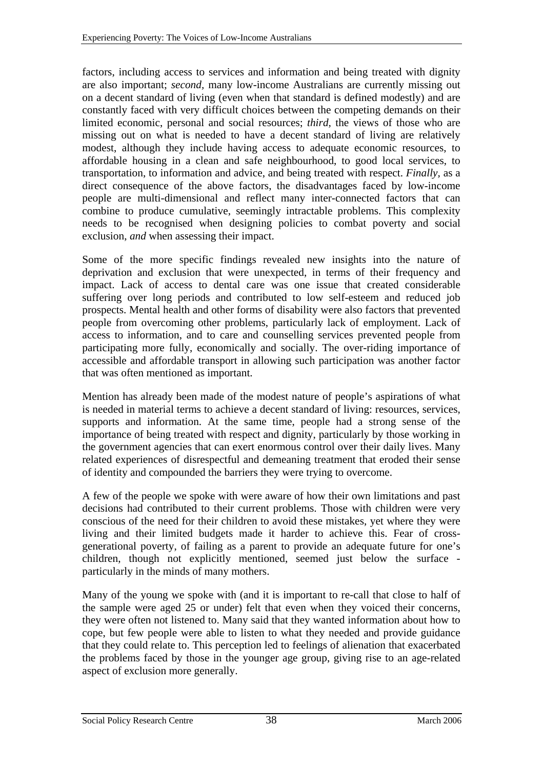factors, including access to services and information and being treated with dignity are also important; *second*, many low-income Australians are currently missing out on a decent standard of living (even when that standard is defined modestly) and are constantly faced with very difficult choices between the competing demands on their limited economic, personal and social resources; *third*, the views of those who are missing out on what is needed to have a decent standard of living are relatively modest, although they include having access to adequate economic resources, to affordable housing in a clean and safe neighbourhood, to good local services, to transportation, to information and advice, and being treated with respect. *Finally*, as a direct consequence of the above factors, the disadvantages faced by low-income people are multi-dimensional and reflect many inter-connected factors that can combine to produce cumulative, seemingly intractable problems. This complexity needs to be recognised when designing policies to combat poverty and social exclusion, *and* when assessing their impact.

Some of the more specific findings revealed new insights into the nature of deprivation and exclusion that were unexpected, in terms of their frequency and impact. Lack of access to dental care was one issue that created considerable suffering over long periods and contributed to low self-esteem and reduced job prospects. Mental health and other forms of disability were also factors that prevented people from overcoming other problems, particularly lack of employment. Lack of access to information, and to care and counselling services prevented people from participating more fully, economically and socially. The over-riding importance of accessible and affordable transport in allowing such participation was another factor that was often mentioned as important.

Mention has already been made of the modest nature of people's aspirations of what is needed in material terms to achieve a decent standard of living: resources, services, supports and information. At the same time, people had a strong sense of the importance of being treated with respect and dignity, particularly by those working in the government agencies that can exert enormous control over their daily lives. Many related experiences of disrespectful and demeaning treatment that eroded their sense of identity and compounded the barriers they were trying to overcome.

A few of the people we spoke with were aware of how their own limitations and past decisions had contributed to their current problems. Those with children were very conscious of the need for their children to avoid these mistakes, yet where they were living and their limited budgets made it harder to achieve this. Fear of cross-generational poverty, of failing as a parent to provide an adequate future for one's children, though not explicitly mentioned, seemed just below the surface - particularly in the minds of many mothers.

Many of the young we spoke with (and it is important to re-call that close to half of the sample were aged 25 or under) felt that even when they voiced their concerns, they were often not listened to. Many said that they wanted information about how to cope, but few people were able to listen to what they needed and provide guidance that they could relate to. This perception led to feelings of alienation that exacerbated the problems faced by those in the younger age group, giving rise to an age-related aspect of exclusion more generally.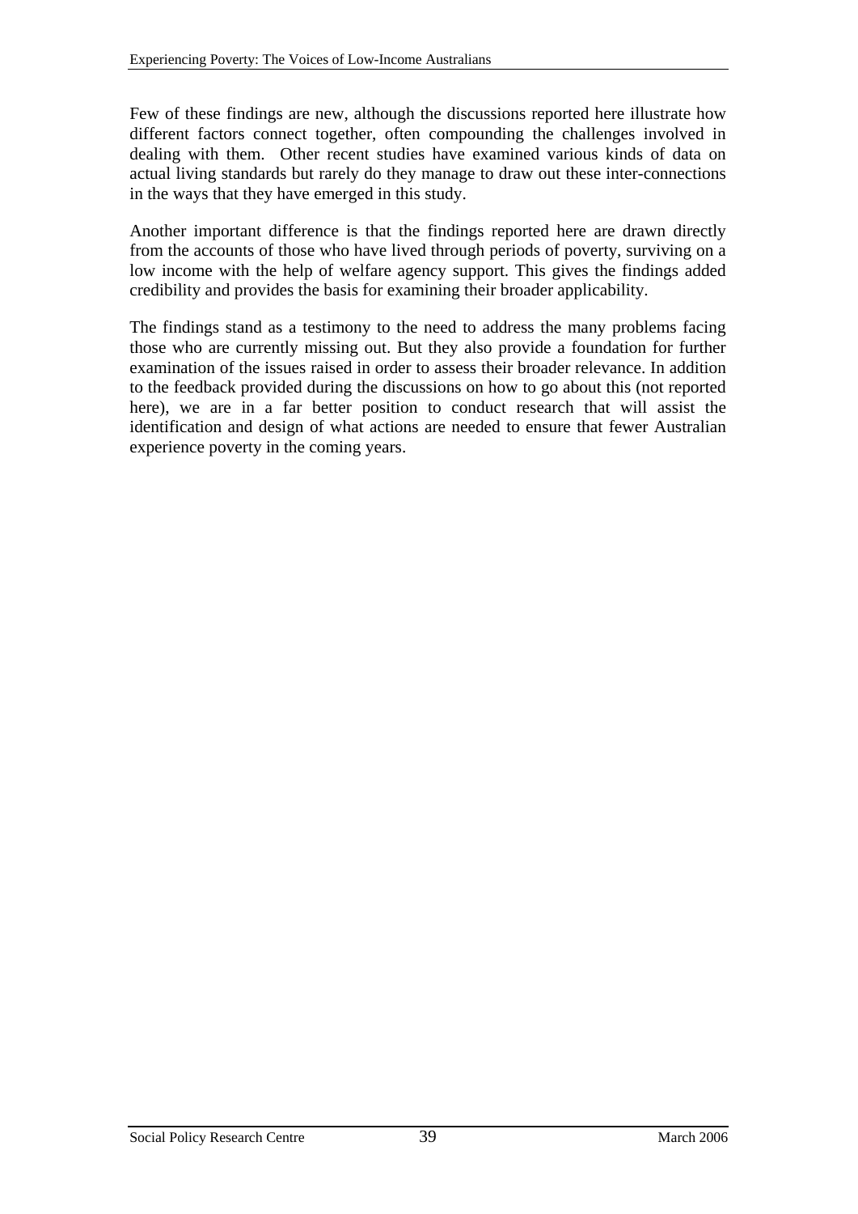Few of these findings are new, although the discussions reported here illustrate how different factors connect together, often compounding the challenges involved in dealing with them. Other recent studies have examined various kinds of data on actual living standards but rarely do they manage to draw out these inter-connections in the ways that they have emerged in this study.

Another important difference is that the findings reported here are drawn directly from the accounts of those who have lived through periods of poverty, surviving on a low income with the help of welfare agency support. This gives the findings added credibility and provides the basis for examining their broader applicability.

The findings stand as a testimony to the need to address the many problems facing those who are currently missing out. But they also provide a foundation for further examination of the issues raised in order to assess their broader relevance. In addition to the feedback provided during the discussions on how to go about this (not reported here), we are in a far better position to conduct research that will assist the identification and design of what actions are needed to ensure that fewer Australian experience poverty in the coming years.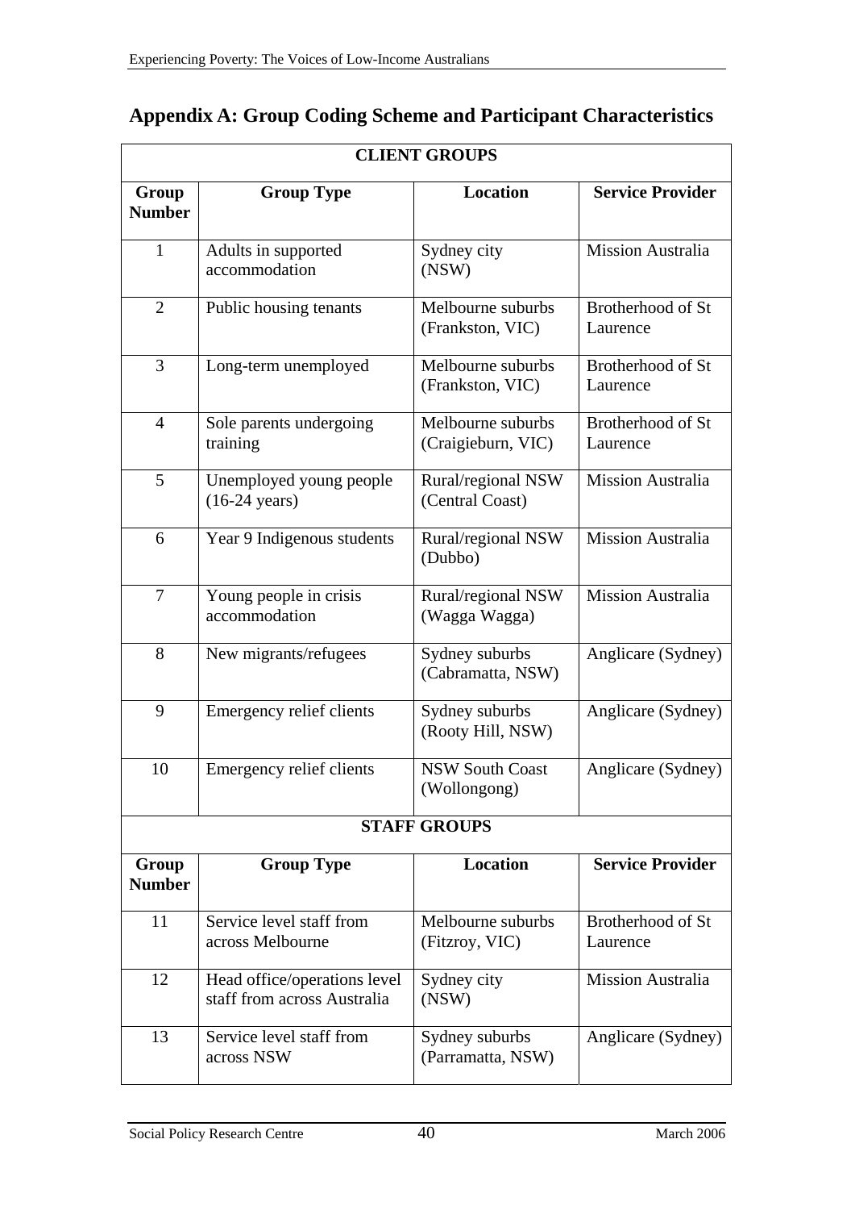## Appendix A: Group Coding Scheme and Participant Characteristics

| CLIENT GROUPS | | | |
|---|---|---|---|
| **Group Number** | **Group Type** | **Location** | **Service Provider** |
| 1 | Adults in supported accommodation | Sydney city (NSW) | Mission Australia |
| 2 | Public housing tenants | Melbourne suburbs (Frankston, VIC) | Brotherhood of St Laurence |
| 3 | Long-term unemployed | Melbourne suburbs (Frankston, VIC) | Brotherhood of St Laurence |
| 4 | Sole parents undergoing training | Melbourne suburbs (Craigieburn, VIC) | Brotherhood of St Laurence |
| 5 | Unemployed young people (16-24 years) | Rural/regional NSW (Central Coast) | Mission Australia |
| 6 | Year 9 Indigenous students | Rural/regional NSW (Dubbo) | Mission Australia |
| 7 | Young people in crisis accommodation | Rural/regional NSW (Wagga Wagga) | Mission Australia |
| 8 | New migrants/refugees | Sydney suburbs (Cabramatta, NSW) | Anglicare (Sydney) |
| 9 | Emergency relief clients | Sydney suburbs (Rooty Hill, NSW) | Anglicare (Sydney) |
| 10 | Emergency relief clients | NSW South Coast (Wollongong) | Anglicare (Sydney) |
| **STAFF GROUPS** | | | |
| **Group Number** | **Group Type** | **Location** | **Service Provider** |
| 11 | Service level staff from across Melbourne | Melbourne suburbs (Fitzroy, VIC) | Brotherhood of St Laurence |
| 12 | Head office/operations level staff from across Australia | Sydney city (NSW) | Mission Australia |
| 13 | Service level staff from across NSW | Sydney suburbs (Parramatta, NSW) | Anglicare (Sydney) |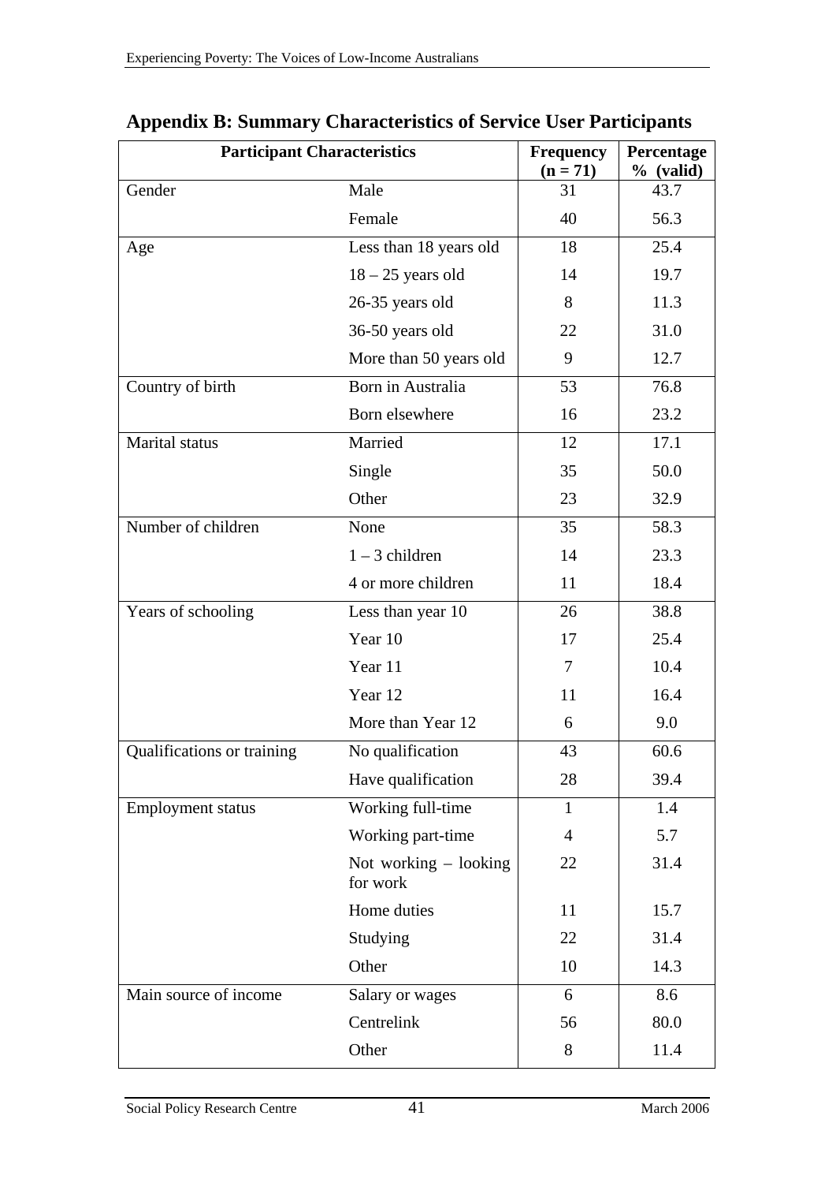## Appendix B: Summary Characteristics of Service User Participants

| Participant Characteristics | | Frequency (n = 71) | Percentage % (valid) |
|---|---|---|---|
| Gender | Male | 31 | 43.7 |
| | Female | 40 | 56.3 |
| Age | Less than 18 years old | 18 | 25.4 |
| | 18 – 25 years old | 14 | 19.7 |
| | 26-35 years old | 8 | 11.3 |
| | 36-50 years old | 22 | 31.0 |
| | More than 50 years old | 9 | 12.7 |
| Country of birth | Born in Australia | 53 | 76.8 |
| | Born elsewhere | 16 | 23.2 |
| Marital status | Married | 12 | 17.1 |
| | Single | 35 | 50.0 |
| | Other | 23 | 32.9 |
| Number of children | None | 35 | 58.3 |
| | 1 – 3 children | 14 | 23.3 |
| | 4 or more children | 11 | 18.4 |
| Years of schooling | Less than year 10 | 26 | 38.8 |
| | Year 10 | 17 | 25.4 |
| | Year 11 | 7 | 10.4 |
| | Year 12 | 11 | 16.4 |
| | More than Year 12 | 6 | 9.0 |
| Qualifications or training | No qualification | 43 | 60.6 |
| | Have qualification | 28 | 39.4 |
| Employment status | Working full-time | 1 | 1.4 |
| | Working part-time | 4 | 5.7 |
| | Not working – looking for work | 22 | 31.4 |
| | Home duties | 11 | 15.7 |
| | Studying | 22 | 31.4 |
| | Other | 10 | 14.3 |
| Main source of income | Salary or wages | 6 | 8.6 |
| | Centrelink | 56 | 80.0 |
| | Other | 8 | 11.4 |